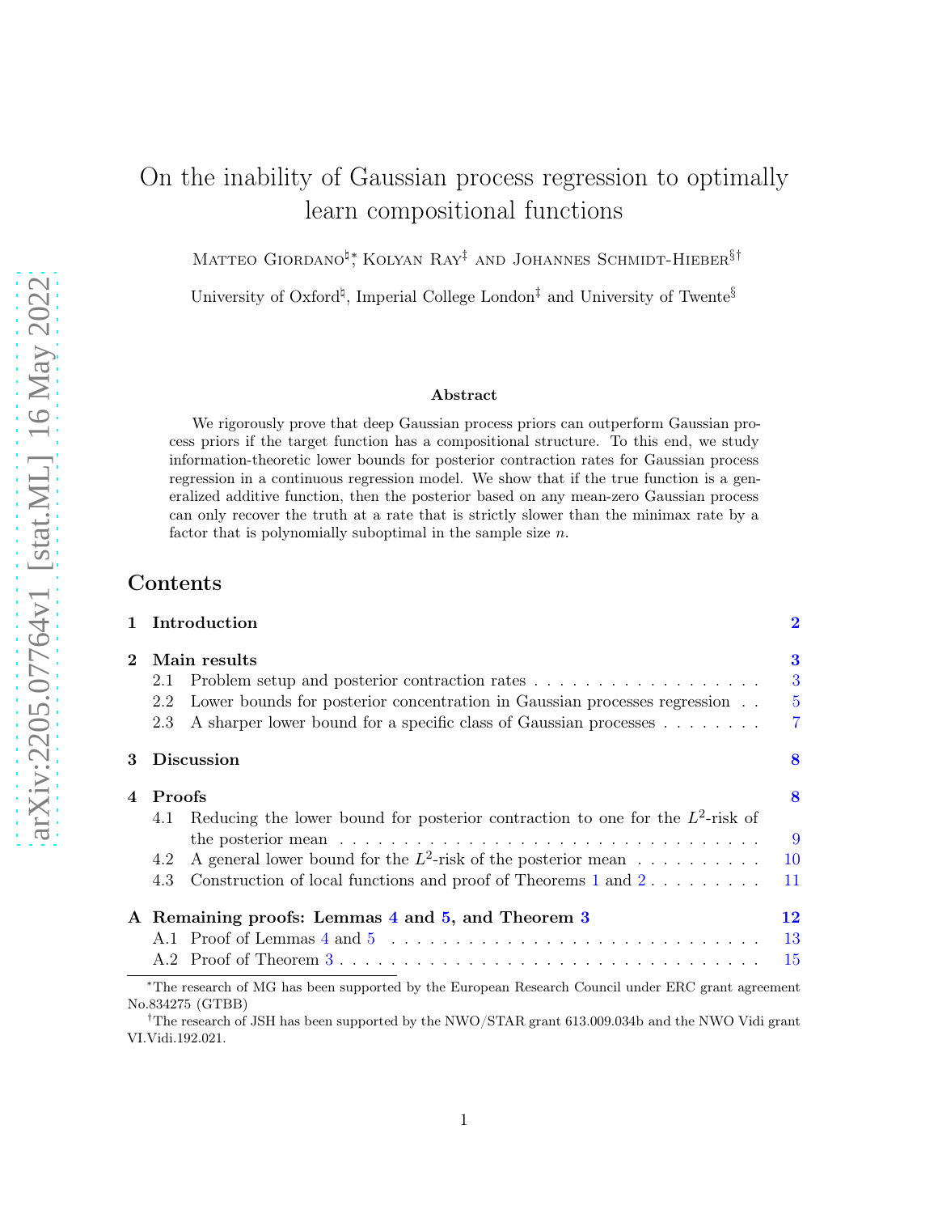# On the inability of Gaussian process regression to optimally learn compositional functions

Matteo Giordano[♮,*], Kolyan Ray[‡] and Johannes Schmidt-Hieber[§,†]

University of Oxford[♮], Imperial College London[‡] and University of Twente[§]

### Abstract

We rigorously prove that deep Gaussian process priors can outperform Gaussian process priors if the target function has a compositional structure. To this end, we study information-theoretic lower bounds for posterior contraction rates for Gaussian process regression in a continuous regression model. We show that if the true function is a generalized additive function, then the posterior based on any mean-zero Gaussian process can only recover the truth at a rate that is strictly slower than the minimax rate by a factor that is polynomially suboptimal in the sample size $n$.

## Contents

- **1 Introduction** — 2
- **2 Main results** — 3
  - 2.1 Problem setup and posterior contraction rates — 3
  - 2.2 Lower bounds for posterior concentration in Gaussian processes regression — 5
  - 2.3 A sharper lower bound for a specific class of Gaussian processes — 7
- **3 Discussion** — 8
- **4 Proofs** — 8
  - 4.1 Reducing the lower bound for posterior contraction to one for the $L^2$-risk of the posterior mean — 9
  - 4.2 A general lower bound for the $L^2$-risk of the posterior mean — 10
  - 4.3 Construction of local functions and proof of Theorems 1 and 2 — 11
- **A Remaining proofs: Lemmas 4 and 5, and Theorem 3** — 12
  - A.1 Proof of Lemmas 4 and 5 — 13
  - A.2 Proof of Theorem 3 — 15

---

[*] The research of MG has been supported by the European Research Council under ERC grant agreement No.834275 (GTBB)

[†] The research of JSH has been supported by the NWO/STAR grant 613.009.034b and the NWO Vidi grant VI.Vidi.192.021.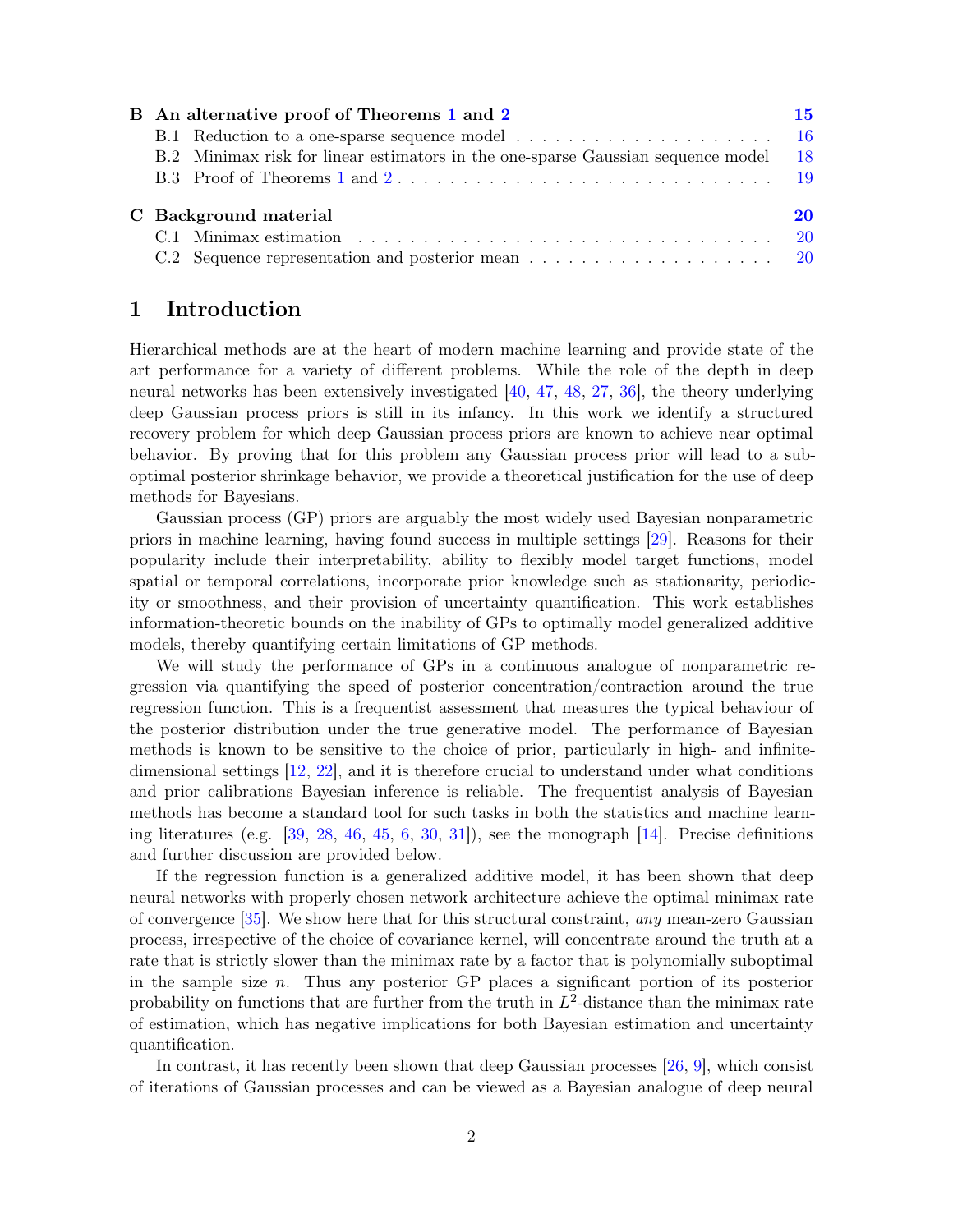| | | |
|---|---|---|
| **B** | **An alternative proof of Theorems 1 and 2** | **15** |
| | B.1 Reduction to a one-sparse sequence model | 16 |
| | B.2 Minimax risk for linear estimators in the one-sparse Gaussian sequence model | 18 |
| | B.3 Proof of Theorems 1 and 2 | 19 |
| **C** | **Background material** | **20** |
| | C.1 Minimax estimation | 20 |
| | C.2 Sequence representation and posterior mean | 20 |

# 1 Introduction

Hierarchical methods are at the heart of modern machine learning and provide state of the art performance for a variety of different problems. While the role of the depth in deep neural networks has been extensively investigated [40, 47, 48, 27, 36], the theory underlying deep Gaussian process priors is still in its infancy. In this work we identify a structured recovery problem for which deep Gaussian process priors are known to achieve near optimal behavior. By proving that for this problem any Gaussian process prior will lead to a suboptimal posterior shrinkage behavior, we provide a theoretical justification for the use of deep methods for Bayesians.

Gaussian process (GP) priors are arguably the most widely used Bayesian nonparametric priors in machine learning, having found success in multiple settings [29]. Reasons for their popularity include their interpretability, ability to flexibly model target functions, model spatial or temporal correlations, incorporate prior knowledge such as stationarity, periodicity or smoothness, and their provision of uncertainty quantification. This work establishes information-theoretic bounds on the inability of GPs to optimally model generalized additive models, thereby quantifying certain limitations of GP methods.

We will study the performance of GPs in a continuous analogue of nonparametric regression via quantifying the speed of posterior concentration/contraction around the true regression function. This is a frequentist assessment that measures the typical behaviour of the posterior distribution under the true generative model. The performance of Bayesian methods is known to be sensitive to the choice of prior, particularly in high- and infinite-dimensional settings [12, 22], and it is therefore crucial to understand under what conditions and prior calibrations Bayesian inference is reliable. The frequentist analysis of Bayesian methods has become a standard tool for such tasks in both the statistics and machine learning literatures (e.g. [39, 28, 46, 45, 6, 30, 31]), see the monograph [14]. Precise definitions and further discussion are provided below.

If the regression function is a generalized additive model, it has been shown that deep neural networks with properly chosen network architecture achieve the optimal minimax rate of convergence [35]. We show here that for this structural constraint, *any* mean-zero Gaussian process, irrespective of the choice of covariance kernel, will concentrate around the truth at a rate that is strictly slower than the minimax rate by a factor that is polynomially suboptimal in the sample size $n$. Thus any posterior GP places a significant portion of its posterior probability on functions that are further from the truth in $L^2$-distance than the minimax rate of estimation, which has negative implications for both Bayesian estimation and uncertainty quantification.

In contrast, it has recently been shown that deep Gaussian processes [26, 9], which consist of iterations of Gaussian processes and can be viewed as a Bayesian analogue of deep neural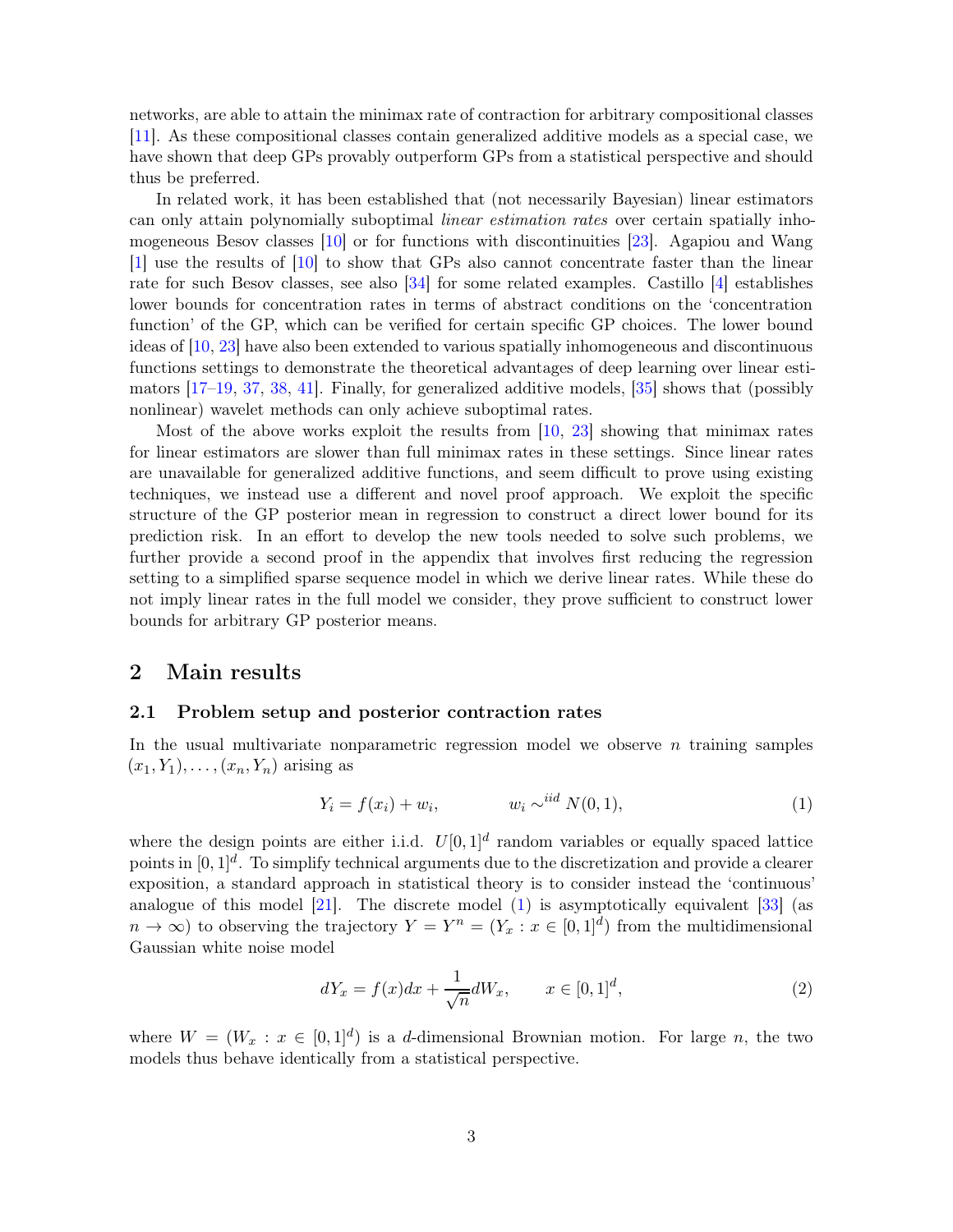networks, are able to attain the minimax rate of contraction for arbitrary compositional classes [11]. As these compositional classes contain generalized additive models as a special case, we have shown that deep GPs provably outperform GPs from a statistical perspective and should thus be preferred.

In related work, it has been established that (not necessarily Bayesian) linear estimators can only attain polynomially suboptimal *linear estimation rates* over certain spatially inhomogeneous Besov classes [10] or for functions with discontinuities [23]. Agapiou and Wang [1] use the results of [10] to show that GPs also cannot concentrate faster than the linear rate for such Besov classes, see also [34] for some related examples. Castillo [4] establishes lower bounds for concentration rates in terms of abstract conditions on the 'concentration function' of the GP, which can be verified for certain specific GP choices. The lower bound ideas of [10, 23] have also been extended to various spatially inhomogeneous and discontinuous functions settings to demonstrate the theoretical advantages of deep learning over linear estimators [17–19, 37, 38, 41]. Finally, for generalized additive models, [35] shows that (possibly nonlinear) wavelet methods can only achieve suboptimal rates.

Most of the above works exploit the results from [10, 23] showing that minimax rates for linear estimators are slower than full minimax rates in these settings. Since linear rates are unavailable for generalized additive functions, and seem difficult to prove using existing techniques, we instead use a different and novel proof approach. We exploit the specific structure of the GP posterior mean in regression to construct a direct lower bound for its prediction risk. In an effort to develop the new tools needed to solve such problems, we further provide a second proof in the appendix that involves first reducing the regression setting to a simplified sparse sequence model in which we derive linear rates. While these do not imply linear rates in the full model we consider, they prove sufficient to construct lower bounds for arbitrary GP posterior means.

## 2 Main results

### 2.1 Problem setup and posterior contraction rates

In the usual multivariate nonparametric regression model we observe $n$ training samples $(x_1, Y_1), \dots, (x_n, Y_n)$ arising as

$$Y_i = f(x_i) + w_i, \qquad\qquad w_i \sim^{iid} N(0, 1), \tag{1}$$

where the design points are either i.i.d. $U[0,1]^d$ random variables or equally spaced lattice points in $[0,1]^d$. To simplify technical arguments due to the discretization and provide a clearer exposition, a standard approach in statistical theory is to consider instead the 'continuous' analogue of this model [21]. The discrete model (1) is asymptotically equivalent [33] (as $n \to \infty$) to observing the trajectory $Y = Y^n = (Y_x : x \in [0,1]^d)$ from the multidimensional Gaussian white noise model

$$dY_x = f(x)dx + \frac{1}{\sqrt{n}} dW_x, \qquad x \in [0,1]^d, \tag{2}$$

where $W = (W_x : x \in [0,1]^d)$ is a $d$-dimensional Brownian motion. For large $n$, the two models thus behave identically from a statistical perspective.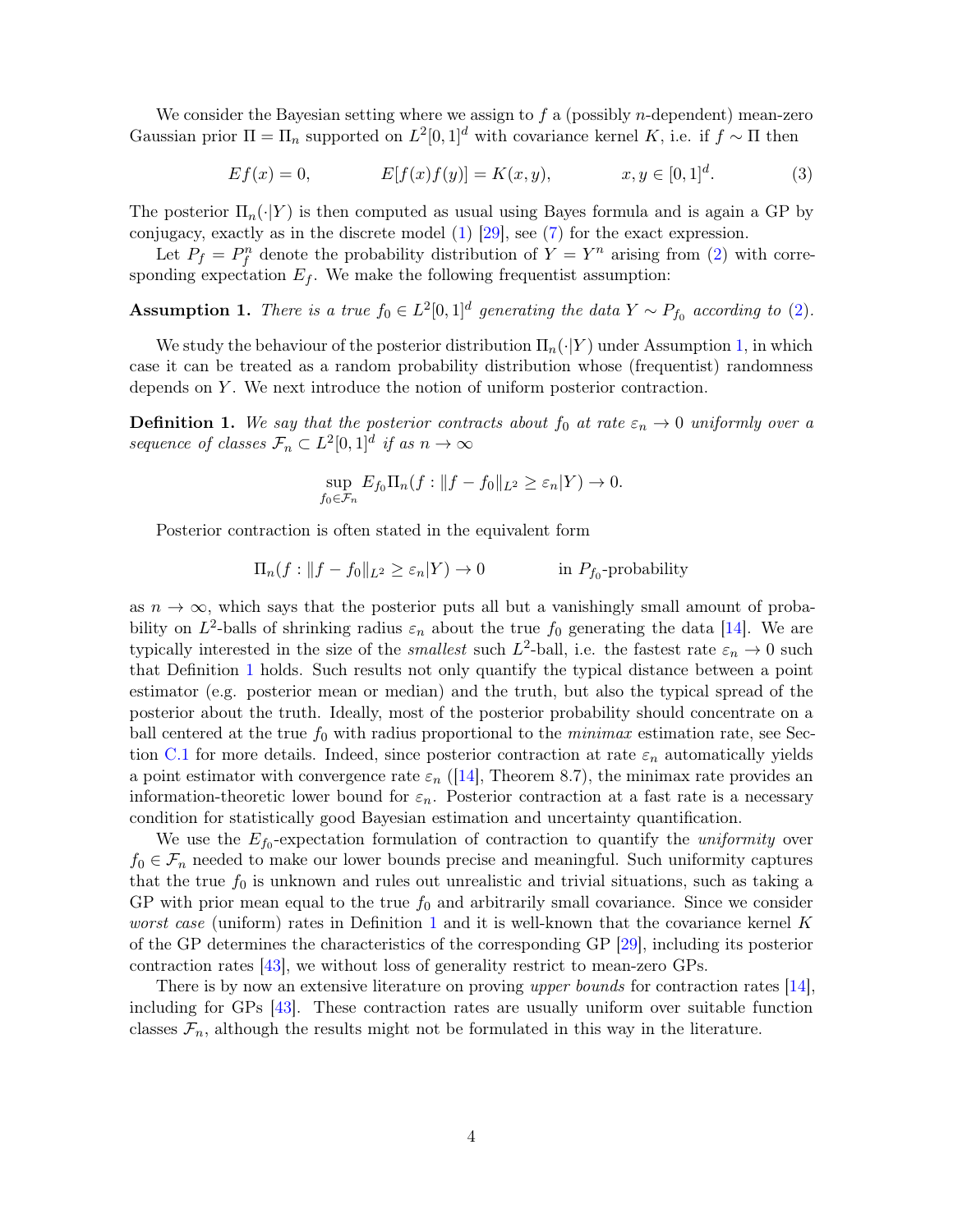We consider the Bayesian setting where we assign to $f$ a (possibly $n$-dependent) mean-zero Gaussian prior $\Pi = \Pi_n$ supported on $L^2[0,1]^d$ with covariance kernel $K$, i.e. if $f \sim \Pi$ then

$$Ef(x) = 0, \qquad E[f(x)f(y)] = K(x,y), \qquad x, y \in [0,1]^d. \tag{3}$$

The posterior $\Pi_n(\cdot|Y)$ is then computed as usual using Bayes formula and is again a GP by conjugacy, exactly as in the discrete model (1) [29], see (7) for the exact expression.

Let $P_f = P_f^n$ denote the probability distribution of $Y = Y^n$ arising from (2) with corresponding expectation $E_f$. We make the following frequentist assumption:

**Assumption 1.** *There is a true $f_0 \in L^2[0,1]^d$ generating the data $Y \sim P_{f_0}$ according to (2).*

We study the behaviour of the posterior distribution $\Pi_n(\cdot|Y)$ under Assumption 1, in which case it can be treated as a random probability distribution whose (frequentist) randomness depends on $Y$. We next introduce the notion of uniform posterior contraction.

**Definition 1.** *We say that the posterior contracts about $f_0$ at rate $\varepsilon_n \to 0$ uniformly over a sequence of classes $\mathcal{F}_n \subset L^2[0,1]^d$ if as $n \to \infty$*

$$\sup_{f_0 \in \mathcal{F}_n} E_{f_0} \Pi_n(f : \|f - f_0\|_{L^2} \geq \varepsilon_n | Y) \to 0.$$

Posterior contraction is often stated in the equivalent form

$$\Pi_n(f : \|f - f_0\|_{L^2} \geq \varepsilon_n | Y) \to 0 \qquad \text{in } P_{f_0}\text{-probability}$$

as $n \to \infty$, which says that the posterior puts all but a vanishingly small amount of probability on $L^2$-balls of shrinking radius $\varepsilon_n$ about the true $f_0$ generating the data [14]. We are typically interested in the size of the *smallest* such $L^2$-ball, i.e. the fastest rate $\varepsilon_n \to 0$ such that Definition 1 holds. Such results not only quantify the typical distance between a point estimator (e.g. posterior mean or median) and the truth, but also the typical spread of the posterior about the truth. Ideally, most of the posterior probability should concentrate on a ball centered at the true $f_0$ with radius proportional to the *minimax* estimation rate, see Section C.1 for more details. Indeed, since posterior contraction at rate $\varepsilon_n$ automatically yields a point estimator with convergence rate $\varepsilon_n$ ([14], Theorem 8.7), the minimax rate provides an information-theoretic lower bound for $\varepsilon_n$. Posterior contraction at a fast rate is a necessary condition for statistically good Bayesian estimation and uncertainty quantification.

We use the $E_{f_0}$-expectation formulation of contraction to quantify the *uniformity* over $f_0 \in \mathcal{F}_n$ needed to make our lower bounds precise and meaningful. Such uniformity captures that the true $f_0$ is unknown and rules out unrealistic and trivial situations, such as taking a GP with prior mean equal to the true $f_0$ and arbitrarily small covariance. Since we consider *worst case* (uniform) rates in Definition 1 and it is well-known that the covariance kernel $K$ of the GP determines the characteristics of the corresponding GP [29], including its posterior contraction rates [43], we without loss of generality restrict to mean-zero GPs.

There is by now an extensive literature on proving *upper bounds* for contraction rates [14], including for GPs [43]. These contraction rates are usually uniform over suitable function classes $\mathcal{F}_n$, although the results might not be formulated in this way in the literature.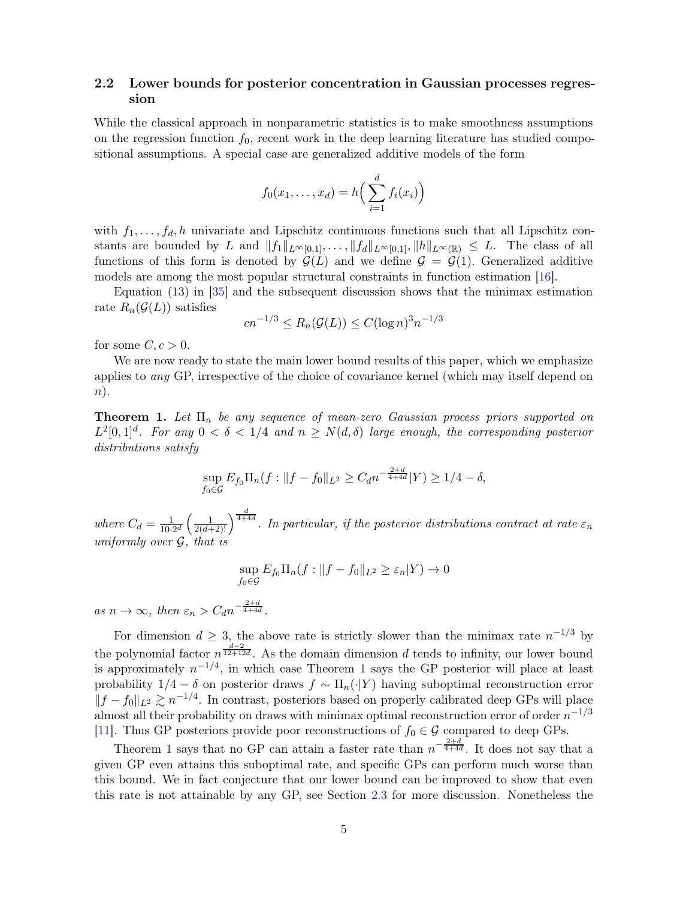### 2.2 Lower bounds for posterior concentration in Gaussian processes regression

While the classical approach in nonparametric statistics is to make smoothness assumptions on the regression function $f_0$, recent work in the deep learning literature has studied compositional assumptions. A special case are generalized additive models of the form

$$f_0(x_1, \dots, x_d) = h\Big(\sum_{i=1}^{d} f_i(x_i)\Big)$$

with $f_1, \dots, f_d, h$ univariate and Lipschitz continuous functions such that all Lipschitz constants are bounded by $L$ and $\|f_1\|_{L^\infty[0,1]}, \dots, \|f_d\|_{L^\infty[0,1]}, \|h\|_{L^\infty(\mathbb{R})} \leq L$. The class of all functions of this form is denoted by $\mathcal{G}(L)$ and we define $\mathcal{G} = \mathcal{G}(1)$. Generalized additive models are among the most popular structural constraints in function estimation [16].

Equation (13) in [35] and the subsequent discussion shows that the minimax estimation rate $R_n(\mathcal{G}(L))$ satisfies

$$cn^{-1/3} \leq R_n(\mathcal{G}(L)) \leq C(\log n)^3 n^{-1/3}$$

for some $C, c > 0$.

We are now ready to state the main lower bound results of this paper, which we emphasize applies to *any* GP, irrespective of the choice of covariance kernel (which may itself depend on $n$).

**Theorem 1.** *Let $\Pi_n$ be any sequence of mean-zero Gaussian process priors supported on $L^2[0,1]^d$. For any $0 < \delta < 1/4$ and $n \geq N(d, \delta)$ large enough, the corresponding posterior distributions satisfy*

$$\sup_{f_0 \in \mathcal{G}} E_{f_0} \Pi_n(f : \|f - f_0\|_{L^2} \geq C_d n^{-\frac{2+d}{4+4d}} | Y) \geq 1/4 - \delta,$$

*where $C_d = \frac{1}{10 \cdot 2^d} \left(\frac{1}{2(d+2)!}\right)^{\frac{d}{4+4d}}$. In particular, if the posterior distributions contract at rate $\varepsilon_n$ uniformly over $\mathcal{G}$, that is*

$$\sup_{f_0 \in \mathcal{G}} E_{f_0} \Pi_n(f : \|f - f_0\|_{L^2} \geq \varepsilon_n | Y) \to 0$$

*as $n \to \infty$, then $\varepsilon_n > C_d n^{-\frac{2+d}{4+4d}}$.*

For dimension $d \geq 3$, the above rate is strictly slower than the minimax rate $n^{-1/3}$ by the polynomial factor $n^{\frac{d-2}{12+12d}}$. As the domain dimension $d$ tends to infinity, our lower bound is approximately $n^{-1/4}$, in which case Theorem 1 says the GP posterior will place at least probability $1/4 - \delta$ on posterior draws $f \sim \Pi_n(\cdot|Y)$ having suboptimal reconstruction error $\|f - f_0\|_{L^2} \gtrsim n^{-1/4}$. In contrast, posteriors based on properly calibrated deep GPs will place almost all their probability on draws with minimax optimal reconstruction error of order $n^{-1/3}$ [11]. Thus GP posteriors provide poor reconstructions of $f_0 \in \mathcal{G}$ compared to deep GPs.

Theorem 1 says that no GP can attain a faster rate than $n^{-\frac{2+d}{4+4d}}$. It does not say that a given GP even attains this suboptimal rate, and specific GPs can perform much worse than this bound. We in fact conjecture that our lower bound can be improved to show that even this rate is not attainable by any GP, see Section 2.3 for more discussion. Nonetheless the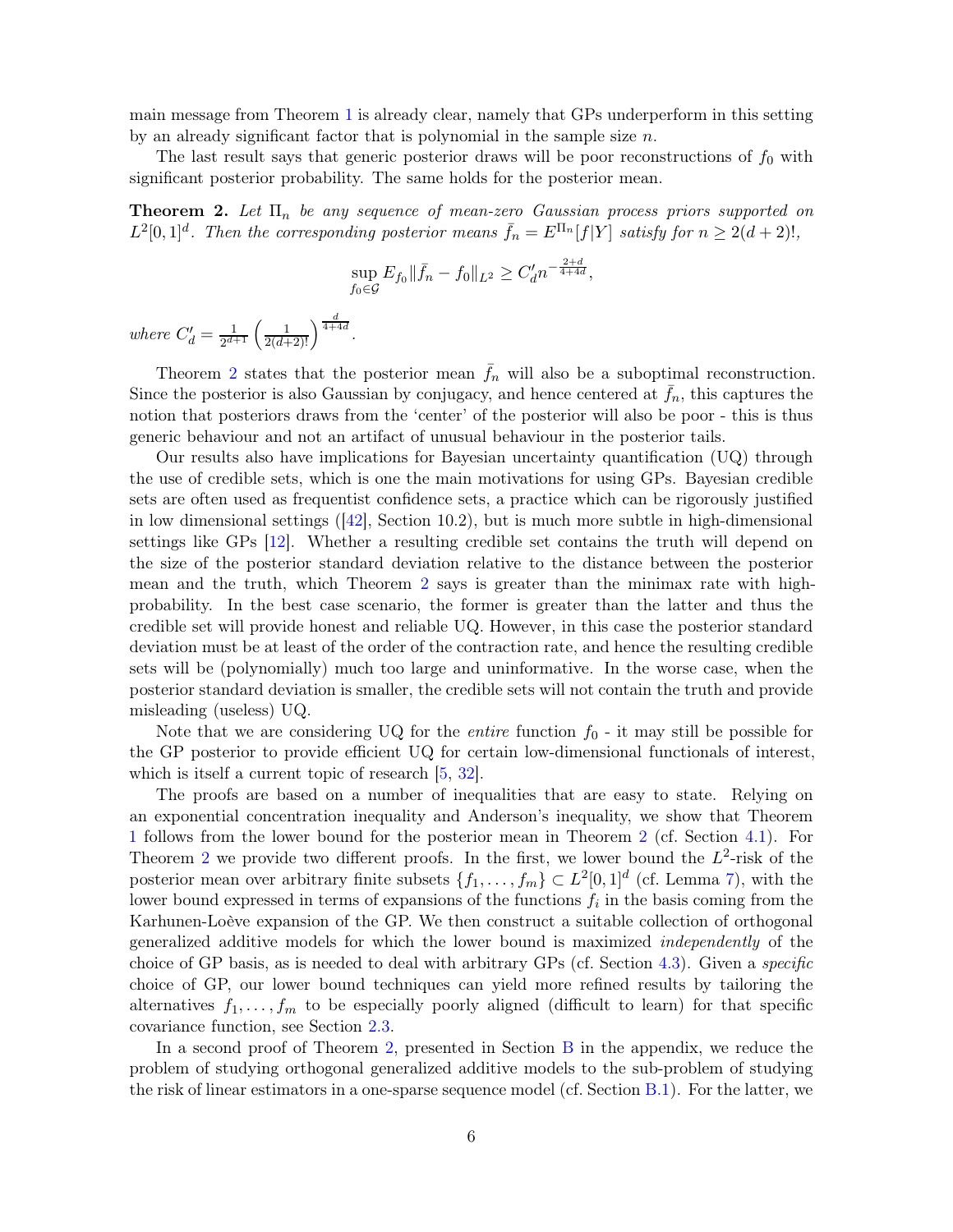main message from Theorem 1 is already clear, namely that GPs underperform in this setting by an already significant factor that is polynomial in the sample size $n$.

The last result says that generic posterior draws will be poor reconstructions of $f_0$ with significant posterior probability. The same holds for the posterior mean.

**Theorem 2.** *Let $\Pi_n$ be any sequence of mean-zero Gaussian process priors supported on $L^2[0,1]^d$. Then the corresponding posterior means $\bar{f}_n = E^{\Pi_n}[f|Y]$ satisfy for $n \geq 2(d+2)!$,*

$$\sup_{f_0 \in \mathcal{G}} E_{f_0} \|\bar{f}_n - f_0\|_{L^2} \geq C_d' n^{-\frac{2+d}{4+4d}},$$

*where $C_d' = \frac{1}{2^{d+1}} \left( \frac{1}{2(d+2)!} \right)^{\frac{d}{4+4d}}$.*

Theorem 2 states that the posterior mean $\bar{f}_n$ will also be a suboptimal reconstruction. Since the posterior is also Gaussian by conjugacy, and hence centered at $\bar{f}_n$, this captures the notion that posteriors draws from the 'center' of the posterior will also be poor - this is thus generic behaviour and not an artifact of unusual behaviour in the posterior tails.

Our results also have implications for Bayesian uncertainty quantification (UQ) through the use of credible sets, which is one the main motivations for using GPs. Bayesian credible sets are often used as frequentist confidence sets, a practice which can be rigorously justified in low dimensional settings ([42], Section 10.2), but is much more subtle in high-dimensional settings like GPs [12]. Whether a resulting credible set contains the truth will depend on the size of the posterior standard deviation relative to the distance between the posterior mean and the truth, which Theorem 2 says is greater than the minimax rate with high-probability. In the best case scenario, the former is greater than the latter and thus the credible set will provide honest and reliable UQ. However, in this case the posterior standard deviation must be at least of the order of the contraction rate, and hence the resulting credible sets will be (polynomially) much too large and uninformative. In the worse case, when the posterior standard deviation is smaller, the credible sets will not contain the truth and provide misleading (useless) UQ.

Note that we are considering UQ for the *entire* function $f_0$ - it may still be possible for the GP posterior to provide efficient UQ for certain low-dimensional functionals of interest, which is itself a current topic of research [5, 32].

The proofs are based on a number of inequalities that are easy to state. Relying on an exponential concentration inequality and Anderson's inequality, we show that Theorem 1 follows from the lower bound for the posterior mean in Theorem 2 (cf. Section 4.1). For Theorem 2 we provide two different proofs. In the first, we lower bound the $L^2$-risk of the posterior mean over arbitrary finite subsets $\{f_1, \ldots, f_m\} \subset L^2[0,1]^d$ (cf. Lemma 7), with the lower bound expressed in terms of expansions of the functions $f_i$ in the basis coming from the Karhunen-Loève expansion of the GP. We then construct a suitable collection of orthogonal generalized additive models for which the lower bound is maximized *independently* of the choice of GP basis, as is needed to deal with arbitrary GPs (cf. Section 4.3). Given a *specific* choice of GP, our lower bound techniques can yield more refined results by tailoring the alternatives $f_1, \ldots, f_m$ to be especially poorly aligned (difficult to learn) for that specific covariance function, see Section 2.3.

In a second proof of Theorem 2, presented in Section B in the appendix, we reduce the problem of studying orthogonal generalized additive models to the sub-problem of studying the risk of linear estimators in a one-sparse sequence model (cf. Section B.1). For the latter, we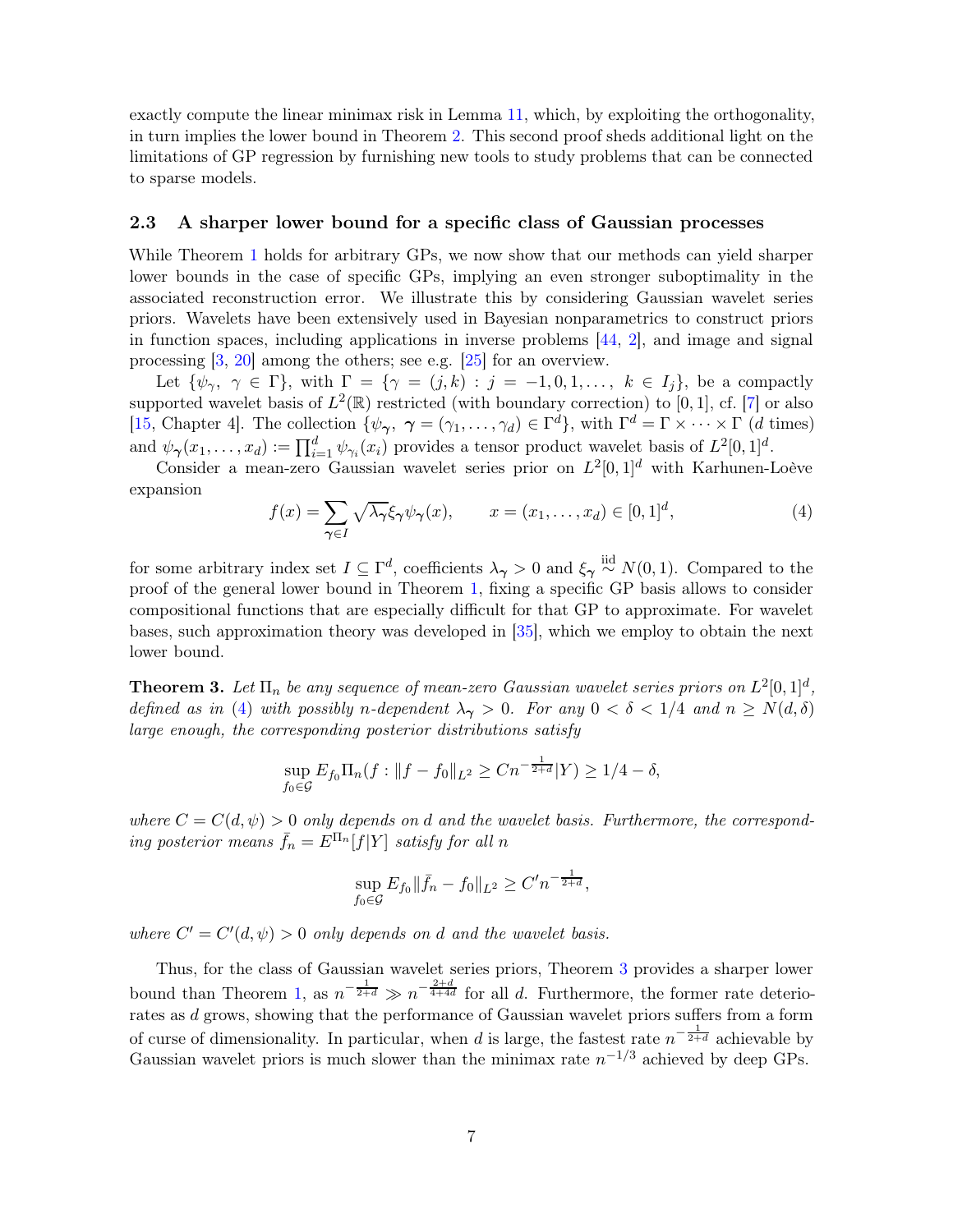exactly compute the linear minimax risk in Lemma 11, which, by exploiting the orthogonality, in turn implies the lower bound in Theorem 2. This second proof sheds additional light on the limitations of GP regression by furnishing new tools to study problems that can be connected to sparse models.

### 2.3 A sharper lower bound for a specific class of Gaussian processes

While Theorem 1 holds for arbitrary GPs, we now show that our methods can yield sharper lower bounds in the case of specific GPs, implying an even stronger suboptimality in the associated reconstruction error. We illustrate this by considering Gaussian wavelet series priors. Wavelets have been extensively used in Bayesian nonparametrics to construct priors in function spaces, including applications in inverse problems [44, 2], and image and signal processing [3, 20] among the others; see e.g. [25] for an overview.

Let $\{\psi_\gamma,\ \gamma \in \Gamma\}$, with $\Gamma = \{\gamma = (j,k) : j = -1, 0, 1, \dots,\ k \in I_j\}$, be a compactly supported wavelet basis of $L^2(\mathbb{R})$ restricted (with boundary correction) to $[0,1]$, cf. [7] or also [15, Chapter 4]. The collection $\{\psi_{\boldsymbol{\gamma}},\ \boldsymbol{\gamma} = (\gamma_1, \dots, \gamma_d) \in \Gamma^d\}$, with $\Gamma^d = \Gamma \times \cdots \times \Gamma$ ($d$ times) and $\psi_{\boldsymbol{\gamma}}(x_1, \dots, x_d) := \prod_{i=1}^d \psi_{\gamma_i}(x_i)$ provides a tensor product wavelet basis of $L^2[0,1]^d$.

Consider a mean-zero Gaussian wavelet series prior on $L^2[0,1]^d$ with Karhunen-Loève expansion

$$f(x) = \sum_{\boldsymbol{\gamma} \in I} \sqrt{\lambda_{\boldsymbol{\gamma}}} \xi_{\boldsymbol{\gamma}} \psi_{\boldsymbol{\gamma}}(x), \qquad x = (x_1, \dots, x_d) \in [0,1]^d, \tag{4}$$

for some arbitrary index set $I \subseteq \Gamma^d$, coefficients $\lambda_{\boldsymbol{\gamma}} > 0$ and $\xi_{\boldsymbol{\gamma}} \overset{\text{iid}}{\sim} N(0,1)$. Compared to the proof of the general lower bound in Theorem 1, fixing a specific GP basis allows to consider compositional functions that are especially difficult for that GP to approximate. For wavelet bases, such approximation theory was developed in [35], which we employ to obtain the next lower bound.

**Theorem 3.** *Let $\Pi_n$ be any sequence of mean-zero Gaussian wavelet series priors on $L^2[0,1]^d$, defined as in (4) with possibly $n$-dependent $\lambda_{\boldsymbol{\gamma}} > 0$. For any $0 < \delta < 1/4$ and $n \geq N(d, \delta)$ large enough, the corresponding posterior distributions satisfy*

$$\sup_{f_0 \in \mathcal{G}} E_{f_0} \Pi_n(f : \|f - f_0\|_{L^2} \geq C n^{-\frac{1}{2+d}} | Y) \geq 1/4 - \delta,$$

*where $C = C(d, \psi) > 0$ only depends on $d$ and the wavelet basis. Furthermore, the corresponding posterior means $\bar{f}_n = E^{\Pi_n}[f|Y]$ satisfy for all $n$*

$$\sup_{f_0 \in \mathcal{G}} E_{f_0} \|\bar{f}_n - f_0\|_{L^2} \geq C' n^{-\frac{1}{2+d}},$$

*where $C' = C'(d, \psi) > 0$ only depends on $d$ and the wavelet basis.*

Thus, for the class of Gaussian wavelet series priors, Theorem 3 provides a sharper lower bound than Theorem 1, as $n^{-\frac{1}{2+d}} \gg n^{-\frac{2+d}{4+4d}}$ for all $d$. Furthermore, the former rate deteriorates as $d$ grows, showing that the performance of Gaussian wavelet priors suffers from a form of curse of dimensionality. In particular, when $d$ is large, the fastest rate $n^{-\frac{1}{2+d}}$ achievable by Gaussian wavelet priors is much slower than the minimax rate $n^{-1/3}$ achieved by deep GPs.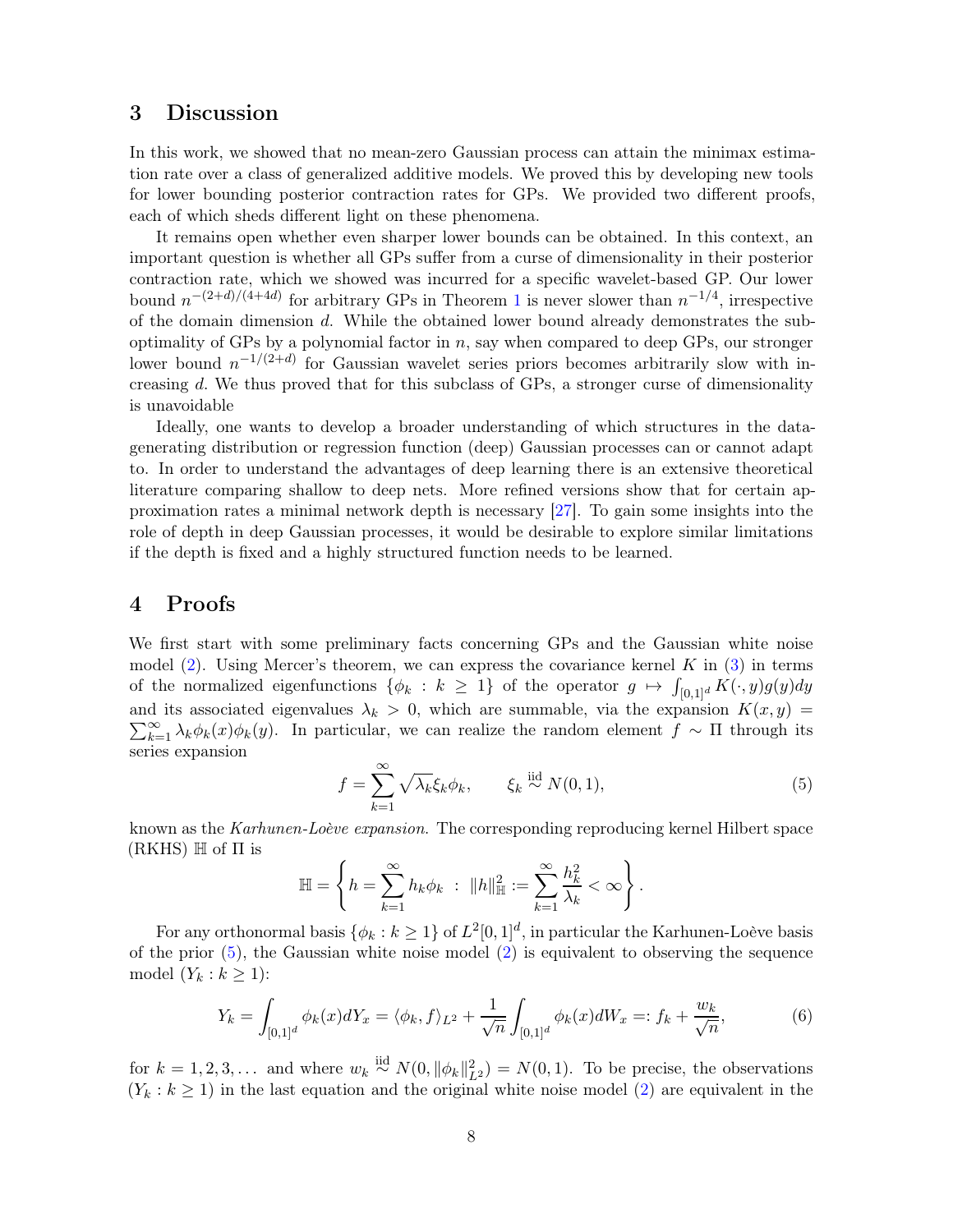## 3 Discussion

In this work, we showed that no mean-zero Gaussian process can attain the minimax estimation rate over a class of generalized additive models. We proved this by developing new tools for lower bounding posterior contraction rates for GPs. We provided two different proofs, each of which sheds different light on these phenomena.

It remains open whether even sharper lower bounds can be obtained. In this context, an important question is whether all GPs suffer from a curse of dimensionality in their posterior contraction rate, which we showed was incurred for a specific wavelet-based GP. Our lower bound $n^{-(2+d)/(4+4d)}$ for arbitrary GPs in Theorem 1 is never slower than $n^{-1/4}$, irrespective of the domain dimension $d$. While the obtained lower bound already demonstrates the sub-optimality of GPs by a polynomial factor in $n$, say when compared to deep GPs, our stronger lower bound $n^{-1/(2+d)}$ for Gaussian wavelet series priors becomes arbitrarily slow with increasing $d$. We thus proved that for this subclass of GPs, a stronger curse of dimensionality is unavoidable

Ideally, one wants to develop a broader understanding of which structures in the data-generating distribution or regression function (deep) Gaussian processes can or cannot adapt to. In order to understand the advantages of deep learning there is an extensive theoretical literature comparing shallow to deep nets. More refined versions show that for certain approximation rates a minimal network depth is necessary [27]. To gain some insights into the role of depth in deep Gaussian processes, it would be desirable to explore similar limitations if the depth is fixed and a highly structured function needs to be learned.

## 4 Proofs

We first start with some preliminary facts concerning GPs and the Gaussian white noise model (2). Using Mercer's theorem, we can express the covariance kernel $K$ in (3) in terms of the normalized eigenfunctions $\{\phi_k : k \geq 1\}$ of the operator $g \mapsto \int_{[0,1]^d} K(\cdot, y)g(y)dy$ and its associated eigenvalues $\lambda_k > 0$, which are summable, via the expansion $K(x,y) = \sum_{k=1}^\infty \lambda_k \phi_k(x)\phi_k(y)$. In particular, we can realize the random element $f \sim \Pi$ through its series expansion

$$f = \sum_{k=1}^\infty \sqrt{\lambda_k}\xi_k \phi_k, \qquad \xi_k \overset{\text{iid}}{\sim} N(0,1), \tag{5}$$

known as the *Karhunen-Loève expansion*. The corresponding reproducing kernel Hilbert space (RKHS) $\mathbb{H}$ of $\Pi$ is

$$\mathbb{H} = \left\{ h = \sum_{k=1}^\infty h_k \phi_k \ : \ \|h\|_{\mathbb{H}}^2 := \sum_{k=1}^\infty \frac{h_k^2}{\lambda_k} < \infty \right\}.$$

For any orthonormal basis $\{\phi_k : k \geq 1\}$ of $L^2[0,1]^d$, in particular the Karhunen-Loève basis of the prior (5), the Gaussian white noise model (2) is equivalent to observing the sequence model $(Y_k : k \geq 1)$:

$$Y_k = \int_{[0,1]^d} \phi_k(x) dY_x = \langle \phi_k, f\rangle_{L^2} + \frac{1}{\sqrt{n}} \int_{[0,1]^d} \phi_k(x) dW_x =: f_k + \frac{w_k}{\sqrt{n}}, \tag{6}$$

for $k = 1, 2, 3, \ldots$ and where $w_k \overset{\text{iid}}{\sim} N(0, \|\phi_k\|_{L^2}^2) = N(0,1)$. To be precise, the observations $(Y_k : k \geq 1)$ in the last equation and the original white noise model (2) are equivalent in the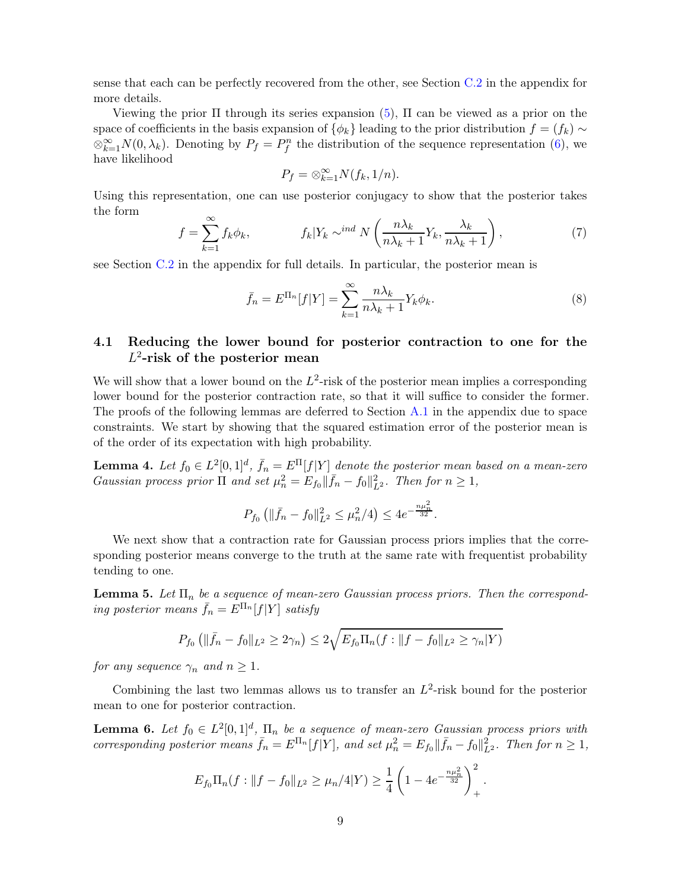sense that each can be perfectly recovered from the other, see Section C.2 in the appendix for more details.

Viewing the prior $\Pi$ through its series expansion (5), $\Pi$ can be viewed as a prior on the space of coefficients in the basis expansion of $\{\phi_k\}$ leading to the prior distribution $f = (f_k) \sim \otimes_{k=1}^\infty N(0, \lambda_k)$. Denoting by $P_f = P_f^n$ the distribution of the sequence representation (6), we have likelihood

$$P_f = \otimes_{k=1}^\infty N(f_k, 1/n).$$

Using this representation, one can use posterior conjugacy to show that the posterior takes the form

$$f = \sum_{k=1}^\infty f_k \phi_k, \qquad f_k | Y_k \sim^{ind} N\left(\frac{n\lambda_k}{n\lambda_k + 1} Y_k, \frac{\lambda_k}{n\lambda_k + 1}\right), \tag{7}$$

see Section C.2 in the appendix for full details. In particular, the posterior mean is

$$\bar{f}_n = E^{\Pi_n}[f|Y] = \sum_{k=1}^\infty \frac{n\lambda_k}{n\lambda_k + 1} Y_k \phi_k. \tag{8}$$

### 4.1 Reducing the lower bound for posterior contraction to one for the $L^2$-risk of the posterior mean

We will show that a lower bound on the $L^2$-risk of the posterior mean implies a corresponding lower bound for the posterior contraction rate, so that it will suffice to consider the former. The proofs of the following lemmas are deferred to Section A.1 in the appendix due to space constraints. We start by showing that the squared estimation error of the posterior mean is of the order of its expectation with high probability.

**Lemma 4.** *Let $f_0 \in L^2[0,1]^d$, $\bar{f}_n = E^\Pi[f|Y]$ denote the posterior mean based on a mean-zero Gaussian process prior $\Pi$ and set $\mu_n^2 = E_{f_0}\|\bar{f}_n - f_0\|_{L^2}^2$. Then for $n \geq 1$,*

$$P_{f_0}\left(\|\bar{f}_n - f_0\|_{L^2}^2 \leq \mu_n^2/4\right) \leq 4e^{-\frac{n\mu_n^2}{32}}.$$

We next show that a contraction rate for Gaussian process priors implies that the corresponding posterior means converge to the truth at the same rate with frequentist probability tending to one.

**Lemma 5.** *Let $\Pi_n$ be a sequence of mean-zero Gaussian process priors. Then the corresponding posterior means $\bar{f}_n = E^{\Pi_n}[f|Y]$ satisfy*

$$P_{f_0}\left(\|\bar{f}_n - f_0\|_{L^2} \geq 2\gamma_n\right) \leq 2\sqrt{E_{f_0}\Pi_n(f : \|f - f_0\|_{L^2} \geq \gamma_n | Y)}$$

*for any sequence $\gamma_n$ and $n \geq 1$.*

Combining the last two lemmas allows us to transfer an $L^2$-risk bound for the posterior mean to one for posterior contraction.

**Lemma 6.** *Let $f_0 \in L^2[0,1]^d$, $\Pi_n$ be a sequence of mean-zero Gaussian process priors with corresponding posterior means $\bar{f}_n = E^{\Pi_n}[f|Y]$, and set $\mu_n^2 = E_{f_0}\|\bar{f}_n - f_0\|_{L^2}^2$. Then for $n \geq 1$,*

$$E_{f_0}\Pi_n(f : \|f - f_0\|_{L^2} \geq \mu_n/4 | Y) \geq \frac{1}{4}\left(1 - 4e^{-\frac{n\mu_n^2}{32}}\right)_+^2.$$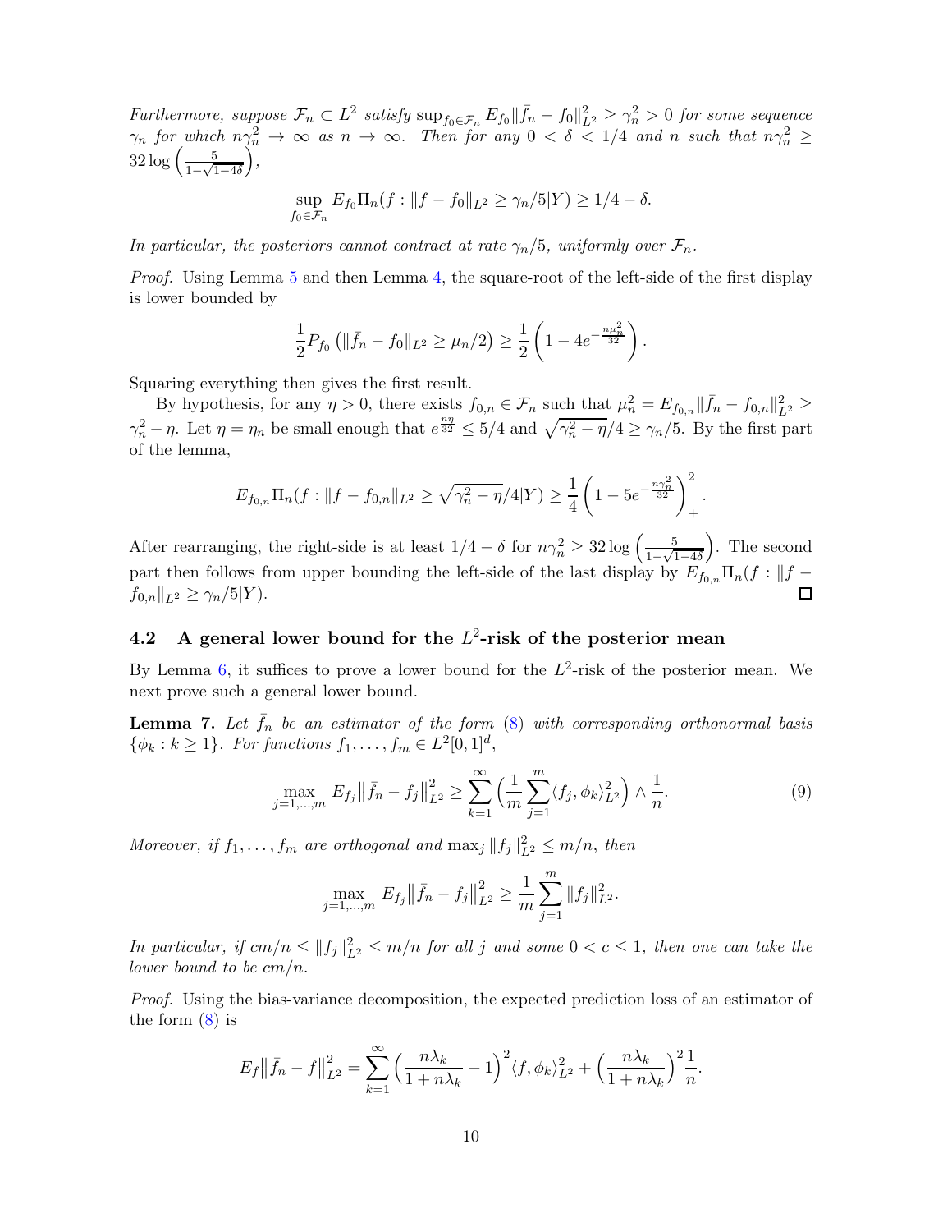*Furthermore, suppose $\mathcal{F}_n \subset L^2$ satisfy $\sup_{f_0 \in \mathcal{F}_n} E_{f_0}\|\bar{f}_n - f_0\|_{L^2}^2 \geq \gamma_n^2 > 0$ for some sequence $\gamma_n$ for which $n\gamma_n^2 \to \infty$ as $n \to \infty$. Then for any $0 < \delta < 1/4$ and $n$ such that $n\gamma_n^2 \geq 32\log\left(\frac{5}{1-\sqrt{1-4\delta}}\right)$,*

$$\sup_{f_0 \in \mathcal{F}_n} E_{f_0}\Pi_n(f : \|f - f_0\|_{L^2} \geq \gamma_n/5|Y) \geq 1/4 - \delta.$$

*In particular, the posteriors cannot contract at rate $\gamma_n/5$, uniformly over $\mathcal{F}_n$.*

*Proof.* Using Lemma 5 and then Lemma 4, the square-root of the left-side of the first display is lower bounded by

$$\frac{1}{2}P_{f_0}\left(\|\bar{f}_n - f_0\|_{L^2} \geq \mu_n/2\right) \geq \frac{1}{2}\left(1 - 4e^{-\frac{n\mu_n^2}{32}}\right).$$

Squaring everything then gives the first result.

By hypothesis, for any $\eta > 0$, there exists $f_{0,n} \in \mathcal{F}_n$ such that $\mu_n^2 = E_{f_{0,n}}\|\bar{f}_n - f_{0,n}\|_{L^2}^2 \geq \gamma_n^2 - \eta$. Let $\eta = \eta_n$ be small enough that $e^{\frac{n\eta}{32}} \leq 5/4$ and $\sqrt{\gamma_n^2 - \eta}/4 \geq \gamma_n/5$. By the first part of the lemma,

$$E_{f_{0,n}}\Pi_n(f : \|f - f_{0,n}\|_{L^2} \geq \sqrt{\gamma_n^2 - \eta}/4|Y) \geq \frac{1}{4}\left(1 - 5e^{-\frac{n\gamma_n^2}{32}}\right)_+^2.$$

After rearranging, the right-side is at least $1/4 - \delta$ for $n\gamma_n^2 \geq 32\log\left(\frac{5}{1-\sqrt{1-4\delta}}\right)$. The second part then follows from upper bounding the left-side of the last display by $E_{f_{0,n}}\Pi_n(f : \|f - f_{0,n}\|_{L^2} \geq \gamma_n/5|Y)$. □

## 4.2 A general lower bound for the $L^2$-risk of the posterior mean

By Lemma 6, it suffices to prove a lower bound for the $L^2$-risk of the posterior mean. We next prove such a general lower bound.

**Lemma 7.** *Let $\bar{f}_n$ be an estimator of the form (8) with corresponding orthonormal basis $\{\phi_k : k \geq 1\}$. For functions $f_1, \ldots, f_m \in L^2[0,1]^d$,*

$$\max_{j=1,\ldots,m} E_{f_j}\big\|\bar{f}_n - f_j\big\|_{L^2}^2 \geq \sum_{k=1}^{\infty}\Big(\frac{1}{m}\sum_{j=1}^{m}\langle f_j, \phi_k\rangle_{L^2}^2\Big) \wedge \frac{1}{n}. \tag{9}$$

*Moreover, if $f_1, \ldots, f_m$ are orthogonal and $\max_j \|f_j\|_{L^2}^2 \leq m/n$, then*

$$\max_{j=1,\ldots,m} E_{f_j}\big\|\bar{f}_n - f_j\big\|_{L^2}^2 \geq \frac{1}{m}\sum_{j=1}^{m}\|f_j\|_{L^2}^2.$$

*In particular, if $cm/n \leq \|f_j\|_{L^2}^2 \leq m/n$ for all $j$ and some $0 < c \leq 1$, then one can take the lower bound to be $cm/n$.*

*Proof.* Using the bias-variance decomposition, the expected prediction loss of an estimator of the form (8) is

$$E_f\big\|\bar{f}_n - f\big\|_{L^2}^2 = \sum_{k=1}^{\infty}\Big(\frac{n\lambda_k}{1+n\lambda_k} - 1\Big)^2\langle f, \phi_k\rangle_{L^2}^2 + \Big(\frac{n\lambda_k}{1+n\lambda_k}\Big)^2\frac{1}{n}.$$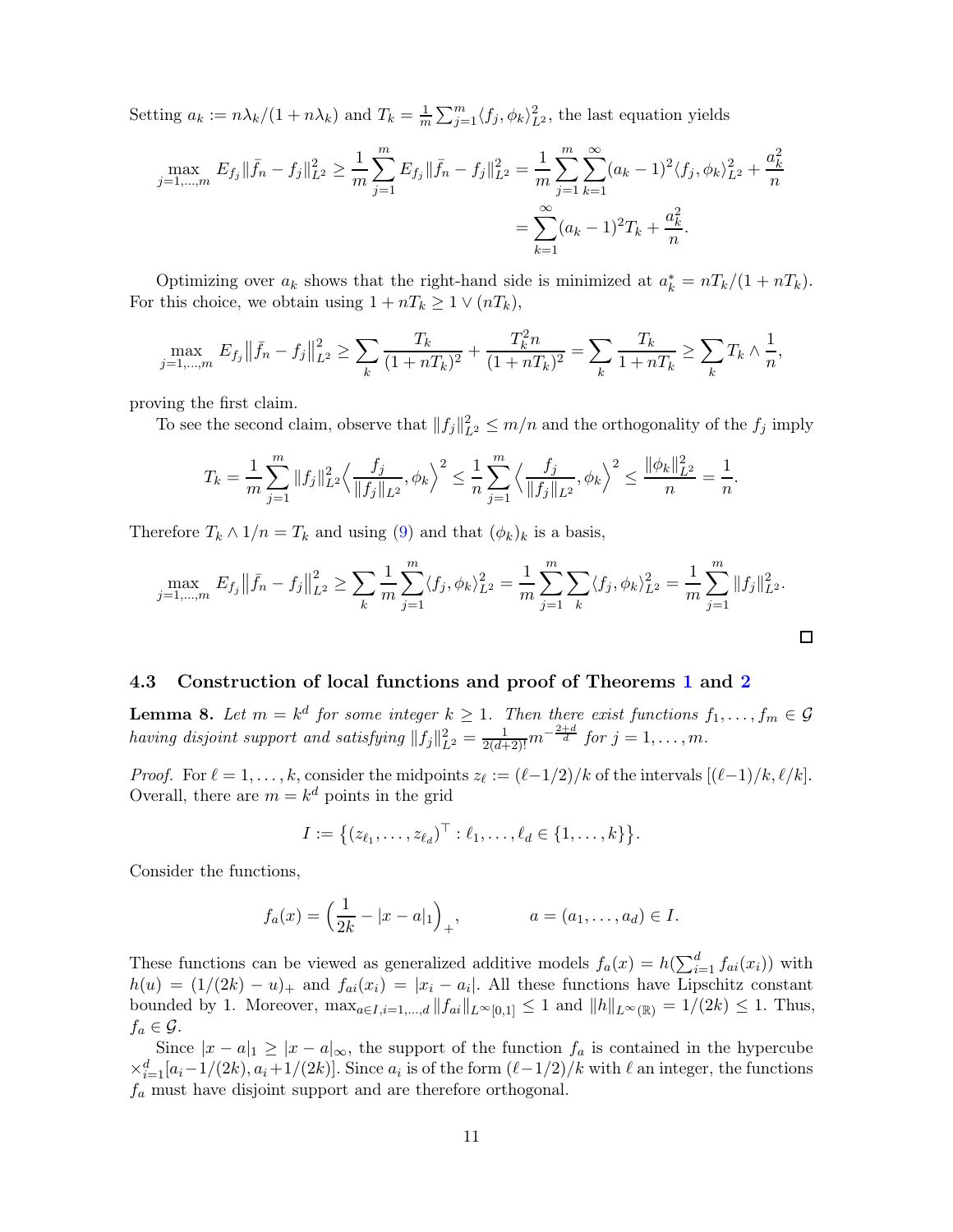Setting $a_k := n\lambda_k/(1+n\lambda_k)$ and $T_k = \frac{1}{m}\sum_{j=1}^m \langle f_j, \phi_k\rangle_{L^2}^2$, the last equation yields

$$
\begin{aligned}
\max_{j=1,\dots,m} E_{f_j}\|\bar f_n - f_j\|_{L^2}^2 \geq \frac{1}{m}\sum_{j=1}^m E_{f_j}\|\bar f_n - f_j\|_{L^2}^2 &= \frac{1}{m}\sum_{j=1}^m \sum_{k=1}^\infty (a_k-1)^2 \langle f_j, \phi_k\rangle_{L^2}^2 + \frac{a_k^2}{n} \\
&= \sum_{k=1}^\infty (a_k-1)^2 T_k + \frac{a_k^2}{n}.
\end{aligned}
$$

Optimizing over $a_k$ shows that the right-hand side is minimized at $a_k^* = nT_k/(1+nT_k)$. For this choice, we obtain using $1 + nT_k \geq 1 \vee (nT_k)$,

$$
\max_{j=1,\dots,m} E_{f_j}\big\|\bar f_n - f_j\big\|_{L^2}^2 \geq \sum_k \frac{T_k}{(1+nT_k)^2} + \frac{T_k^2 n}{(1+nT_k)^2} = \sum_k \frac{T_k}{1+nT_k} \geq \sum_k T_k \wedge \frac{1}{n},
$$

proving the first claim.

To see the second claim, observe that $\|f_j\|_{L^2}^2 \leq m/n$ and the orthogonality of the $f_j$ imply

$$
T_k = \frac{1}{m}\sum_{j=1}^m \|f_j\|_{L^2}^2 \Big\langle \frac{f_j}{\|f_j\|_{L^2}}, \phi_k\Big\rangle^2 \leq \frac{1}{n}\sum_{j=1}^m \Big\langle \frac{f_j}{\|f_j\|_{L^2}}, \phi_k\Big\rangle^2 \leq \frac{\|\phi_k\|_{L^2}^2}{n} = \frac{1}{n}.
$$

Therefore $T_k \wedge 1/n = T_k$ and using (9) and that $(\phi_k)_k$ is a basis,

$$
\max_{j=1,\dots,m} E_{f_j}\big\|\bar f_n - f_j\big\|_{L^2}^2 \geq \sum_k \frac{1}{m}\sum_{j=1}^m \langle f_j, \phi_k\rangle_{L^2}^2 = \frac{1}{m}\sum_{j=1}^m \sum_k \langle f_j, \phi_k\rangle_{L^2}^2 = \frac{1}{m}\sum_{j=1}^m \|f_j\|_{L^2}^2.
$$

□

### 4.3 Construction of local functions and proof of Theorems 1 and 2

**Lemma 8.** *Let $m = k^d$ for some integer $k \geq 1$. Then there exist functions $f_1, \dots, f_m \in \mathcal{G}$ having disjoint support and satisfying $\|f_j\|_{L^2}^2 = \frac{1}{2(d+2)!} m^{-\frac{2+d}{d}}$ for $j = 1, \dots, m$.*

*Proof.* For $\ell = 1, \dots, k$, consider the midpoints $z_\ell := (\ell - 1/2)/k$ of the intervals $[(\ell-1)/k, \ell/k]$. Overall, there are $m = k^d$ points in the grid

$$
I := \big\{(z_{\ell_1}, \dots, z_{\ell_d})^\top : \ell_1, \dots, \ell_d \in \{1, \dots, k\}\big\}.
$$

Consider the functions,

$$
f_a(x) = \Big(\frac{1}{2k} - |x-a|_1\Big)_+, \qquad a = (a_1, \dots, a_d) \in I.
$$

These functions can be viewed as generalized additive models $f_a(x) = h(\sum_{i=1}^d f_{ai}(x_i))$ with $h(u) = (1/(2k) - u)_+$ and $f_{ai}(x_i) = |x_i - a_i|$. All these functions have Lipschitz constant bounded by 1. Moreover, $\max_{a \in I, i=1,\dots,d} \|f_{ai}\|_{L^\infty[0,1]} \leq 1$ and $\|h\|_{L^\infty(\mathbb{R})} = 1/(2k) \leq 1$. Thus, $f_a \in \mathcal{G}$.

Since $|x-a|_1 \geq |x-a|_\infty$, the support of the function $f_a$ is contained in the hypercube $\times_{i=1}^d [a_i - 1/(2k), a_i + 1/(2k)]$. Since $a_i$ is of the form $(\ell - 1/2)/k$ with $\ell$ an integer, the functions $f_a$ must have disjoint support and are therefore orthogonal.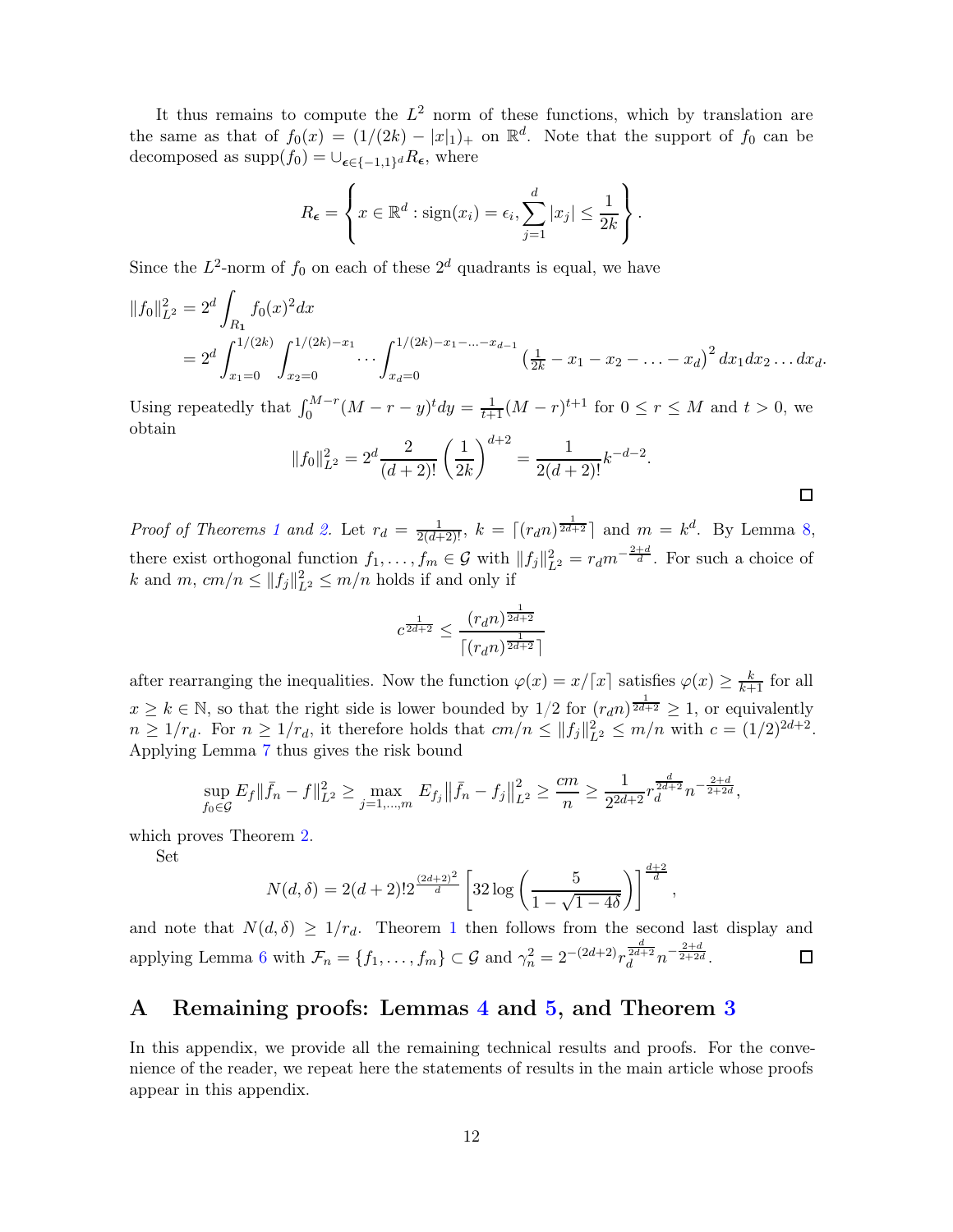It thus remains to compute the $L^2$ norm of these functions, which by translation are the same as that of $f_0(x) = (1/(2k) - |x|_1)_+$ on $\mathbb{R}^d$. Note that the support of $f_0$ can be decomposed as $\operatorname{supp}(f_0) = \cup_{\epsilon \in \{-1,1\}^d} R_{\epsilon}$, where

$$
R_{\epsilon} = \left\{ x \in \mathbb{R}^d : \operatorname{sign}(x_i) = \epsilon_i, \sum_{j=1}^{d} |x_j| \leq \frac{1}{2k} \right\}.
$$

Since the $L^2$-norm of $f_0$ on each of these $2^d$ quadrants is equal, we have

$$
\begin{aligned}
\|f_0\|_{L^2}^2 &= 2^d \int_{R_{\mathbf{1}}} f_0(x)^2 dx \\
&= 2^d \int_{x_1=0}^{1/(2k)} \int_{x_2=0}^{1/(2k)-x_1} \cdots \int_{x_d=0}^{1/(2k)-x_1-\ldots-x_{d-1}} \left(\tfrac{1}{2k} - x_1 - x_2 - \ldots - x_d\right)^2 dx_1 dx_2 \ldots dx_d.
\end{aligned}
$$

Using repeatedly that $\int_0^{M-r} (M-r-y)^t dy = \frac{1}{t+1}(M-r)^{t+1}$ for $0 \leq r \leq M$ and $t > 0$, we obtain

$$
\|f_0\|_{L^2}^2 = 2^d \frac{2}{(d+2)!} \left(\frac{1}{2k}\right)^{d+2} = \frac{1}{2(d+2)!} k^{-d-2}.
$$

□

*Proof of Theorems 1 and 2.* Let $r_d = \frac{1}{2(d+2)!}$, $k = \lceil (r_d n)^{\frac{1}{2d+2}} \rceil$ and $m = k^d$. By Lemma 8, there exist orthogonal function $f_1, \ldots, f_m \in \mathcal{G}$ with $\|f_j\|_{L^2}^2 = r_d m^{-\frac{2+d}{d}}$. For such a choice of $k$ and $m$, $cm/n \leq \|f_j\|_{L^2}^2 \leq m/n$ holds if and only if

$$
c^{\frac{1}{2d+2}} \leq \frac{(r_d n)^{\frac{1}{2d+2}}}{\lceil (r_d n)^{\frac{1}{2d+2}} \rceil}
$$

after rearranging the inequalities. Now the function $\varphi(x) = x/\lceil x \rceil$ satisfies $\varphi(x) \geq \frac{k}{k+1}$ for all $x \geq k \in \mathbb{N}$, so that the right side is lower bounded by $1/2$ for $(r_d n)^{\frac{1}{2d+2}} \geq 1$, or equivalently $n \geq 1/r_d$. For $n \geq 1/r_d$, it therefore holds that $cm/n \leq \|f_j\|_{L^2}^2 \leq m/n$ with $c = (1/2)^{2d+2}$. Applying Lemma 7 thus gives the risk bound

$$
\sup_{f_0 \in \mathcal{G}} E_f \|\bar{f}_n - f\|_{L^2}^2 \geq \max_{j=1,\ldots,m} E_{f_j} \left\|\bar{f}_n - f_j\right\|_{L^2}^2 \geq \frac{cm}{n} \geq \frac{1}{2^{2d+2}} r_d^{\frac{d}{2d+2}} n^{-\frac{2+d}{2+2d}},
$$

which proves Theorem 2.

Set

$$
N(d, \delta) = 2(d+2)! 2^{\frac{(2d+2)^2}{d}} \left[ 32 \log\left(\frac{5}{1 - \sqrt{1 - 4\delta}}\right) \right]^{\frac{d+2}{d}},
$$

and note that $N(d, \delta) \geq 1/r_d$. Theorem 1 then follows from the second last display and applying Lemma 6 with $\mathcal{F}_n = \{f_1, \ldots, f_m\} \subset \mathcal{G}$ and $\gamma_n^2 = 2^{-(2d+2)} r_d^{\frac{d}{2d+2}} n^{-\frac{2+d}{2+2d}}$. □

## A Remaining proofs: Lemmas 4 and 5, and Theorem 3

In this appendix, we provide all the remaining technical results and proofs. For the convenience of the reader, we repeat here the statements of results in the main article whose proofs appear in this appendix.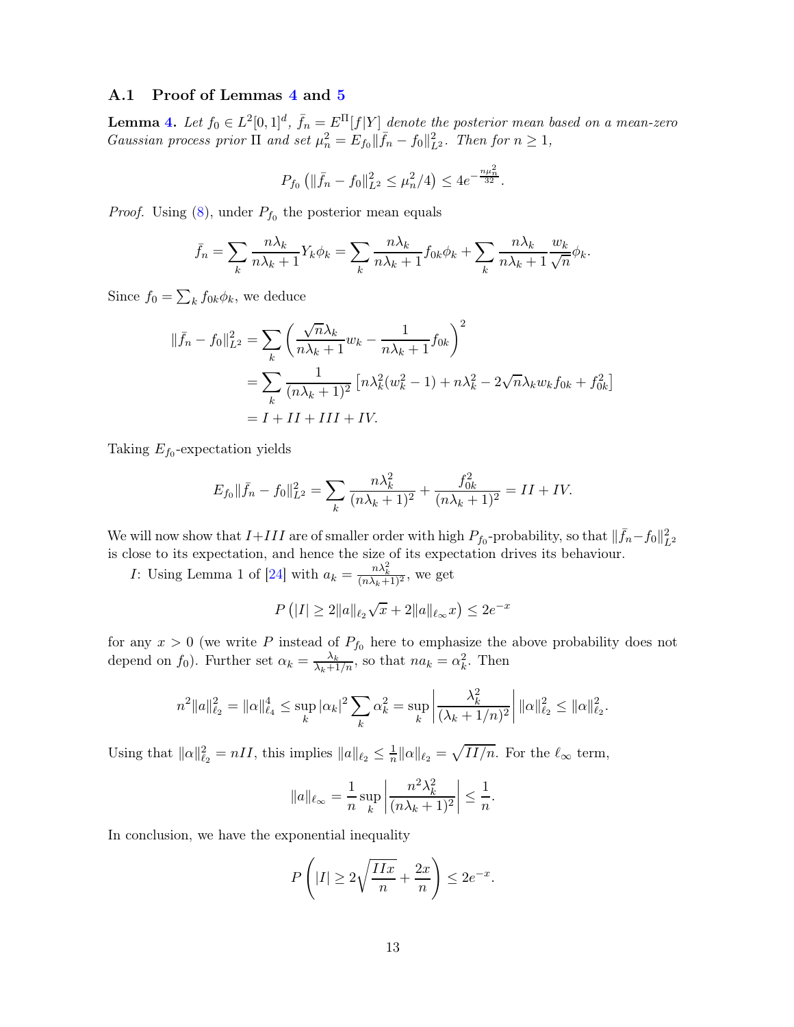### A.1 Proof of Lemmas 4 and 5

**Lemma 4.** *Let $f_0 \in L^2[0,1]^d$, $\bar{f}_n = E^\Pi[f|Y]$ denote the posterior mean based on a mean-zero Gaussian process prior $\Pi$ and set $\mu_n^2 = E_{f_0}\|\bar{f}_n - f_0\|_{L^2}^2$. Then for $n \geq 1$,*

$$P_{f_0}\left(\|\bar{f}_n - f_0\|_{L^2}^2 \leq \mu_n^2/4\right) \leq 4e^{-\frac{n\mu_n^2}{32}}.$$

*Proof.* Using (8), under $P_{f_0}$ the posterior mean equals

$$\bar{f}_n = \sum_k \frac{n\lambda_k}{n\lambda_k + 1} Y_k \phi_k = \sum_k \frac{n\lambda_k}{n\lambda_k+1} f_{0k}\phi_k + \sum_k \frac{n\lambda_k}{n\lambda_k+1}\frac{w_k}{\sqrt{n}}\phi_k.$$

Since $f_0 = \sum_k f_{0k}\phi_k$, we deduce

$$\begin{aligned}
\|\bar{f}_n - f_0\|_{L^2}^2 &= \sum_k \left(\frac{\sqrt{n}\lambda_k}{n\lambda_k+1}w_k - \frac{1}{n\lambda_k+1}f_{0k}\right)^2 \\
&= \sum_k \frac{1}{(n\lambda_k+1)^2}\left[n\lambda_k^2(w_k^2-1) + n\lambda_k^2 - 2\sqrt{n}\lambda_k w_k f_{0k} + f_{0k}^2\right] \\
&= I + II + III + IV.
\end{aligned}$$

Taking $E_{f_0}$-expectation yields

$$E_{f_0}\|\bar{f}_n - f_0\|_{L^2}^2 = \sum_k \frac{n\lambda_k^2}{(n\lambda_k+1)^2} + \frac{f_{0k}^2}{(n\lambda_k+1)^2} = II + IV.$$

We will now show that $I + III$ are of smaller order with high $P_{f_0}$-probability, so that $\|\bar{f}_n - f_0\|_{L^2}^2$ is close to its expectation, and hence the size of its expectation drives its behaviour.

$I$: Using Lemma 1 of [24] with $a_k = \frac{n\lambda_k^2}{(n\lambda_k+1)^2}$, we get

$$P\left(|I| \geq 2\|a\|_{\ell_2}\sqrt{x} + 2\|a\|_{\ell_\infty}x\right) \leq 2e^{-x}$$

for any $x > 0$ (we write $P$ instead of $P_{f_0}$ here to emphasize the above probability does not depend on $f_0$). Further set $\alpha_k = \frac{\lambda_k}{\lambda_k + 1/n}$, so that $na_k = \alpha_k^2$. Then

$$n^2\|a\|_{\ell_2}^2 = \|\alpha\|_{\ell_4}^4 \leq \sup_k |\alpha_k|^2 \sum_k \alpha_k^2 = \sup_k \left|\frac{\lambda_k^2}{(\lambda_k+1/n)^2}\right| \|\alpha\|_{\ell_2}^2 \leq \|\alpha\|_{\ell_2}^2.$$

Using that $\|\alpha\|_{\ell_2}^2 = nII$, this implies $\|a\|_{\ell_2} \leq \frac{1}{n}\|\alpha\|_{\ell_2} = \sqrt{II/n}$. For the $\ell_\infty$ term,

$$\|a\|_{\ell_\infty} = \frac{1}{n}\sup_k \left|\frac{n^2\lambda_k^2}{(n\lambda_k+1)^2}\right| \leq \frac{1}{n}.$$

In conclusion, we have the exponential inequality

$$P\left(|I| \geq 2\sqrt{\frac{IIx}{n}} + \frac{2x}{n}\right) \leq 2e^{-x}.$$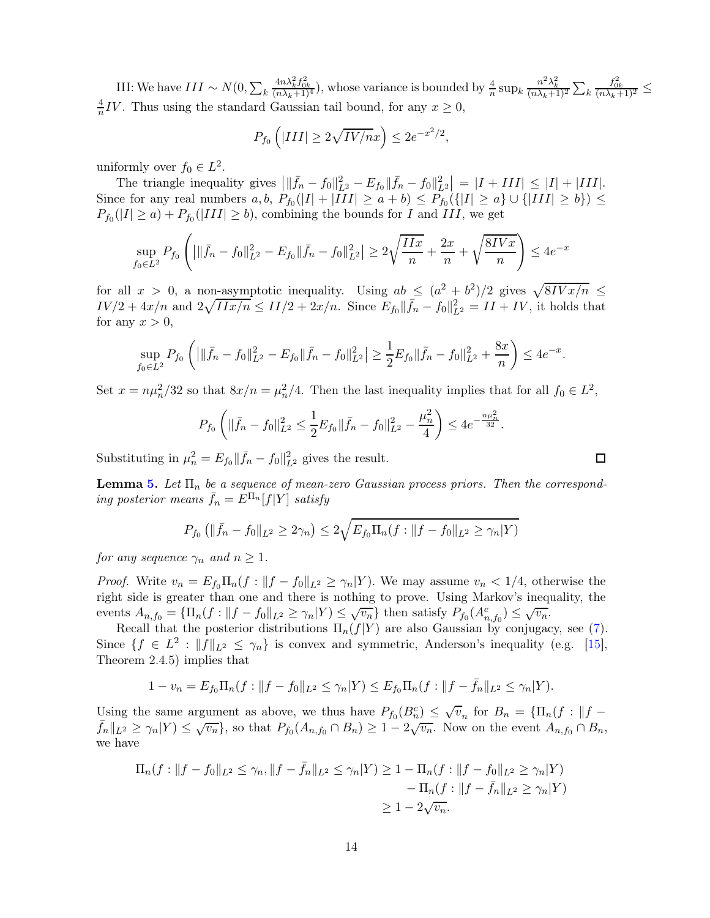III: We have $III \sim N(0, \sum_k \frac{4n\lambda_k^2 f_{0k}^2}{(n\lambda_k+1)^4})$, whose variance is bounded by $\frac{4}{n}\sup_k \frac{n^2\lambda_k^2}{(n\lambda_k+1)^2}\sum_k \frac{f_{0k}^2}{(n\lambda_k+1)^2} \leq \frac{4}{n}IV$. Thus using the standard Gaussian tail bound, for any $x \geq 0$,

$$P_{f_0}\left(|III| \geq 2\sqrt{IV/n}x\right) \leq 2e^{-x^2/2},$$

uniformly over $f_0 \in L^2$.

The triangle inequality gives $\left|\|\bar{f}_n - f_0\|_{L^2}^2 - E_{f_0}\|\bar{f}_n - f_0\|_{L^2}^2\right| = |I + III| \leq |I| + |III|$. Since for any real numbers $a, b$, $P_{f_0}(|I| + |III| \geq a + b) \leq P_{f_0}(\{|I| \geq a\} \cup \{|III| \geq b\}) \leq P_{f_0}(|I| \geq a) + P_{f_0}(|III| \geq b)$, combining the bounds for $I$ and $III$, we get

$$\sup_{f_0 \in L^2} P_{f_0}\left(\left|\|\bar{f}_n - f_0\|_{L^2}^2 - E_{f_0}\|\bar{f}_n - f_0\|_{L^2}^2\right| \geq 2\sqrt{\frac{IIx}{n}} + \frac{2x}{n} + \sqrt{\frac{8IVx}{n}}\right) \leq 4e^{-x}$$

for all $x > 0$, a non-asymptotic inequality. Using $ab \leq (a^2+b^2)/2$ gives $\sqrt{8IVx/n} \leq IV/2 + 4x/n$ and $2\sqrt{IIx/n} \leq II/2 + 2x/n$. Since $E_{f_0}\|\bar{f}_n - f_0\|_{L^2}^2 = II + IV$, it holds that for any $x > 0$,

$$\sup_{f_0 \in L^2} P_{f_0}\left(\left|\|\bar{f}_n - f_0\|_{L^2}^2 - E_{f_0}\|\bar{f}_n - f_0\|_{L^2}^2\right| \geq \frac{1}{2}E_{f_0}\|\bar{f}_n - f_0\|_{L^2}^2 + \frac{8x}{n}\right) \leq 4e^{-x}.$$

Set $x = n\mu_n^2/32$ so that $8x/n = \mu_n^2/4$. Then the last inequality implies that for all $f_0 \in L^2$,

$$P_{f_0}\left(\|\bar{f}_n - f_0\|_{L^2}^2 \leq \frac{1}{2}E_{f_0}\|\bar{f}_n - f_0\|_{L^2}^2 - \frac{\mu_n^2}{4}\right) \leq 4e^{-\frac{n\mu_n^2}{32}}.$$

Substituting in $\mu_n^2 = E_{f_0}\|\bar{f}_n - f_0\|_{L^2}^2$ gives the result. ∎

**Lemma 5.** *Let $\Pi_n$ be a sequence of mean-zero Gaussian process priors. Then the corresponding posterior means $\bar{f}_n = E^{\Pi_n}[f|Y]$ satisfy*

$$P_{f_0}\left(\|\bar{f}_n - f_0\|_{L^2} \geq 2\gamma_n\right) \leq 2\sqrt{E_{f_0}\Pi_n(f : \|f - f_0\|_{L^2} \geq \gamma_n|Y)}$$

*for any sequence $\gamma_n$ and $n \geq 1$.*

*Proof.* Write $v_n = E_{f_0}\Pi_n(f : \|f - f_0\|_{L^2} \geq \gamma_n|Y)$. We may assume $v_n < 1/4$, otherwise the right side is greater than one and there is nothing to prove. Using Markov's inequality, the events $A_{n,f_0} = \{\Pi_n(f : \|f - f_0\|_{L^2} \geq \gamma_n|Y) \leq \sqrt{v_n}\}$ then satisfy $P_{f_0}(A_{n,f_0}^c) \leq \sqrt{v_n}$.

Recall that the posterior distributions $\Pi_n(f|Y)$ are also Gaussian by conjugacy, see (7). Since $\{f \in L^2 : \|f\|_{L^2} \leq \gamma_n\}$ is convex and symmetric, Anderson's inequality (e.g. [15], Theorem 2.4.5) implies that

$$1 - v_n = E_{f_0}\Pi_n(f : \|f - f_0\|_{L^2} \leq \gamma_n|Y) \leq E_{f_0}\Pi_n(f : \|f - \bar{f}_n\|_{L^2} \leq \gamma_n|Y).$$

Using the same argument as above, we thus have $P_{f_0}(B_n^c) \leq \sqrt{v_n}$ for $B_n = \{\Pi_n(f : \|f - \bar{f}_n\|_{L^2} \geq \gamma_n|Y) \leq \sqrt{v_n}\}$, so that $P_{f_0}(A_{n,f_0} \cap B_n) \geq 1 - 2\sqrt{v_n}$. Now on the event $A_{n,f_0} \cap B_n$, we have

$$\begin{aligned}\Pi_n(f : \|f - f_0\|_{L^2} \leq \gamma_n, \|f - \bar{f}_n\|_{L^2} \leq \gamma_n|Y) &\geq 1 - \Pi_n(f : \|f - f_0\|_{L^2} \geq \gamma_n|Y) \\ &\quad - \Pi_n(f : \|f - \bar{f}_n\|_{L^2} \geq \gamma_n|Y) \\ &\geq 1 - 2\sqrt{v_n}.\end{aligned}$$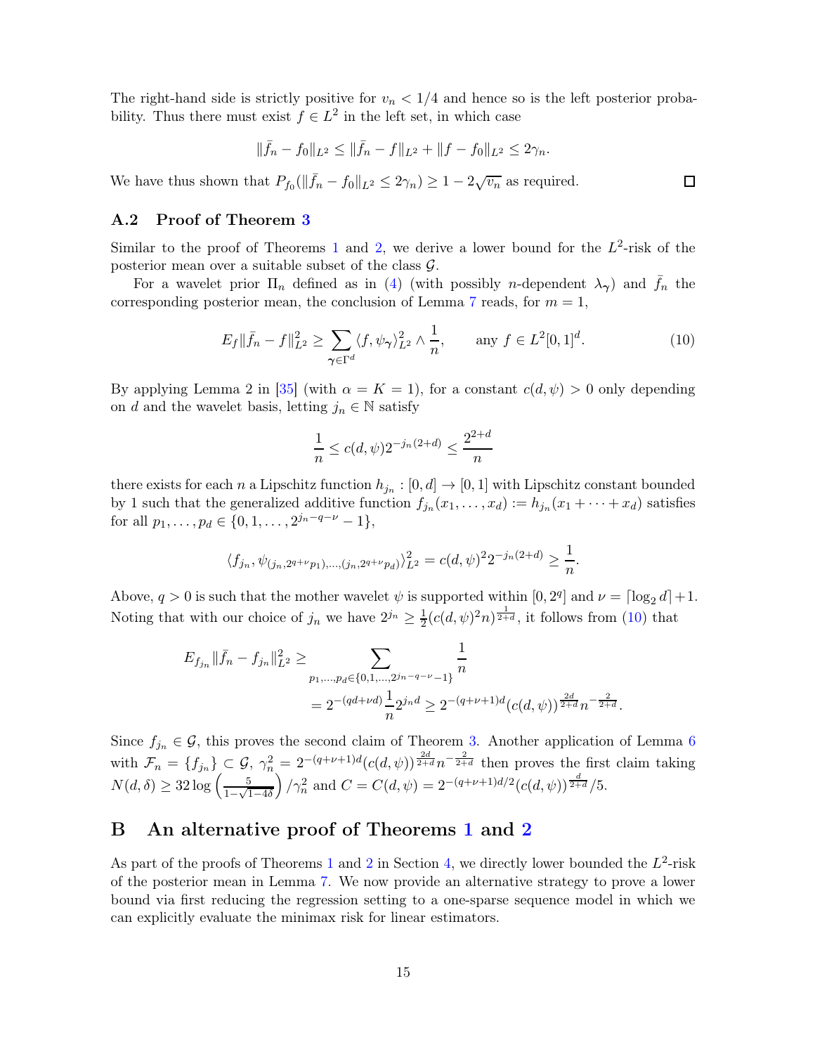The right-hand side is strictly positive for $v_n < 1/4$ and hence so is the left posterior probability. Thus there must exist $f \in L^2$ in the left set, in which case

$$\|\bar{f}_n - f_0\|_{L^2} \le \|\bar{f}_n - f\|_{L^2} + \|f - f_0\|_{L^2} \le 2\gamma_n.$$

We have thus shown that $P_{f_0}(\|\bar{f}_n - f_0\|_{L^2} \le 2\gamma_n) \ge 1 - 2\sqrt{v_n}$ as required. □

### A.2 Proof of Theorem 3

Similar to the proof of Theorems 1 and 2, we derive a lower bound for the $L^2$-risk of the posterior mean over a suitable subset of the class $\mathcal{G}$.

For a wavelet prior $\Pi_n$ defined as in (4) (with possibly $n$-dependent $\lambda_\gamma$) and $\bar{f}_n$ the corresponding posterior mean, the conclusion of Lemma 7 reads, for $m = 1$,

$$E_f\|\bar{f}_n - f\|_{L^2}^2 \ge \sum_{\gamma \in \Gamma^d} \langle f, \psi_\gamma \rangle_{L^2}^2 \wedge \frac{1}{n}, \qquad \text{any } f \in L^2[0,1]^d. \tag{10}$$

By applying Lemma 2 in [35] (with $\alpha = K = 1$), for a constant $c(d,\psi) > 0$ only depending on $d$ and the wavelet basis, letting $j_n \in \mathbb{N}$ satisfy

$$\frac{1}{n} \le c(d,\psi) 2^{-j_n(2+d)} \le \frac{2^{2+d}}{n}$$

there exists for each $n$ a Lipschitz function $h_{j_n} : [0,d] \to [0,1]$ with Lipschitz constant bounded by 1 such that the generalized additive function $f_{j_n}(x_1,\dots,x_d) := h_{j_n}(x_1 + \dots + x_d)$ satisfies for all $p_1,\dots,p_d \in \{0,1,\dots,2^{j_n-q-\nu}-1\}$,

$$\langle f_{j_n}, \psi_{(j_n, 2^{q+\nu}p_1),\dots,(j_n,2^{q+\nu}p_d)} \rangle_{L^2}^2 = c(d,\psi)^2 2^{-j_n(2+d)} \ge \frac{1}{n}.$$

Above, $q > 0$ is such that the mother wavelet $\psi$ is supported within $[0, 2^q]$ and $\nu = \lceil \log_2 d \rceil + 1$. Noting that with our choice of $j_n$ we have $2^{j_n} \ge \frac{1}{2}(c(d,\psi)^2 n)^{\frac{1}{2+d}}$, it follows from (10) that

$$\begin{aligned}
E_{f_{j_n}}\|\bar{f}_n - f_{j_n}\|_{L^2}^2 &\ge \sum_{p_1,\dots,p_d \in \{0,1,\dots,2^{j_n-q-\nu}-1\}} \frac{1}{n} \\
&= 2^{-(qd+\nu d)} \frac{1}{n} 2^{j_n d} \ge 2^{-(q+\nu+1)d} (c(d,\psi))^{\frac{2d}{2+d}} n^{-\frac{2}{2+d}}.
\end{aligned}$$

Since $f_{j_n} \in \mathcal{G}$, this proves the second claim of Theorem 3. Another application of Lemma 6 with $\mathcal{F}_n = \{f_{j_n}\} \subset \mathcal{G}$, $\gamma_n^2 = 2^{-(q+\nu+1)d}(c(d,\psi))^{\frac{2d}{2+d}} n^{-\frac{2}{2+d}}$ then proves the first claim taking $N(d,\delta) \ge 32 \log\left(\frac{5}{1-\sqrt{1-4\delta}}\right)/\gamma_n^2$ and $C = C(d,\psi) = 2^{-(q+\nu+1)d/2}(c(d,\psi))^{\frac{d}{2+d}}/5$.

## B An alternative proof of Theorems 1 and 2

As part of the proofs of Theorems 1 and 2 in Section 4, we directly lower bounded the $L^2$-risk of the posterior mean in Lemma 7. We now provide an alternative strategy to prove a lower bound via first reducing the regression setting to a one-sparse sequence model in which we can explicitly evaluate the minimax risk for linear estimators.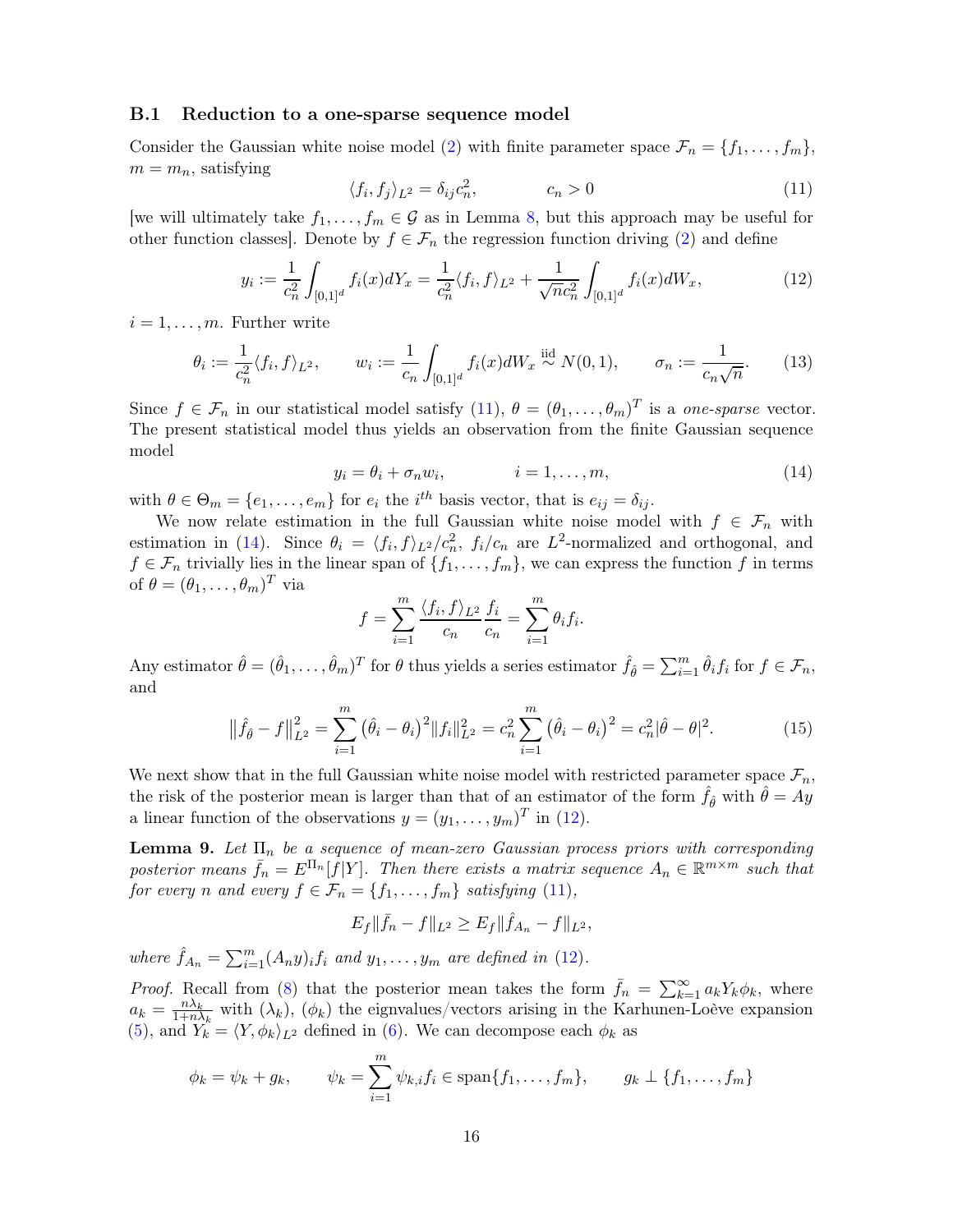### B.1 Reduction to a one-sparse sequence model

Consider the Gaussian white noise model (2) with finite parameter space $\mathcal{F}_n = \{f_1, \ldots, f_m\}$, $m = m_n$, satisfying

$$\langle f_i, f_j \rangle_{L^2} = \delta_{ij} c_n^2, \qquad c_n > 0 \tag{11}$$

[we will ultimately take $f_1, \ldots, f_m \in \mathcal{G}$ as in Lemma 8, but this approach may be useful for other function classes]. Denote by $f \in \mathcal{F}_n$ the regression function driving (2) and define

$$y_i := \frac{1}{c_n^2} \int_{[0,1]^d} f_i(x) dY_x = \frac{1}{c_n^2} \langle f_i, f \rangle_{L^2} + \frac{1}{\sqrt{n} c_n^2} \int_{[0,1]^d} f_i(x) dW_x, \tag{12}$$

$i = 1, \ldots, m$. Further write

$$\theta_i := \frac{1}{c_n^2} \langle f_i, f \rangle_{L^2}, \qquad w_i := \frac{1}{c_n} \int_{[0,1]^d} f_i(x) dW_x \overset{\text{iid}}{\sim} N(0,1), \qquad \sigma_n := \frac{1}{c_n \sqrt{n}}. \tag{13}$$

Since $f \in \mathcal{F}_n$ in our statistical model satisfy (11), $\theta = (\theta_1, \ldots, \theta_m)^T$ is a *one-sparse* vector. The present statistical model thus yields an observation from the finite Gaussian sequence model

$$y_i = \theta_i + \sigma_n w_i, \qquad i = 1, \ldots, m, \tag{14}$$

with $\theta \in \Theta_m = \{e_1, \ldots, e_m\}$ for $e_i$ the $i^{th}$ basis vector, that is $e_{ij} = \delta_{ij}$.

We now relate estimation in the full Gaussian white noise model with $f \in \mathcal{F}_n$ with estimation in (14). Since $\theta_i = \langle f_i, f \rangle_{L^2} / c_n^2$, $f_i / c_n$ are $L^2$-normalized and orthogonal, and $f \in \mathcal{F}_n$ trivially lies in the linear span of $\{f_1, \ldots, f_m\}$, we can express the function $f$ in terms of $\theta = (\theta_1, \ldots, \theta_m)^T$ via

$$f = \sum_{i=1}^m \frac{\langle f_i, f \rangle_{L^2}}{c_n} \frac{f_i}{c_n} = \sum_{i=1}^m \theta_i f_i.$$

Any estimator $\hat{\theta} = (\hat{\theta}_1, \ldots, \hat{\theta}_m)^T$ for $\theta$ thus yields a series estimator $\hat{f}_{\hat{\theta}} = \sum_{i=1}^m \hat{\theta}_i f_i$ for $f \in \mathcal{F}_n$, and

$$\left\| \hat{f}_{\hat{\theta}} - f \right\|_{L^2}^2 = \sum_{i=1}^m \left( \hat{\theta}_i - \theta_i \right)^2 \|f_i\|_{L^2}^2 = c_n^2 \sum_{i=1}^m \left( \hat{\theta}_i - \theta_i \right)^2 = c_n^2 |\hat{\theta} - \theta|^2. \tag{15}$$

We next show that in the full Gaussian white noise model with restricted parameter space $\mathcal{F}_n$, the risk of the posterior mean is larger than that of an estimator of the form $\hat{f}_{\hat{\theta}}$ with $\hat{\theta} = Ay$ a linear function of the observations $y = (y_1, \ldots, y_m)^T$ in (12).

**Lemma 9.** *Let $\Pi_n$ be a sequence of mean-zero Gaussian process priors with corresponding posterior means $\bar{f}_n = E^{\Pi_n}[f|Y]$. Then there exists a matrix sequence $A_n \in \mathbb{R}^{m \times m}$ such that for every $n$ and every $f \in \mathcal{F}_n = \{f_1, \ldots, f_m\}$ satisfying (11),*

$$E_f \|\bar{f}_n - f\|_{L^2} \geq E_f \|\hat{f}_{A_n} - f\|_{L^2},$$

*where $\hat{f}_{A_n} = \sum_{i=1}^m (A_n y)_i f_i$ and $y_1, \ldots, y_m$ are defined in (12).*

*Proof.* Recall from (8) that the posterior mean takes the form $\bar{f}_n = \sum_{k=1}^\infty a_k Y_k \phi_k$, where $a_k = \frac{n\lambda_k}{1 + n\lambda_k}$ with $(\lambda_k)$, $(\phi_k)$ the eignvalues/vectors arising in the Karhunen-Loève expansion (5), and $Y_k = \langle Y, \phi_k \rangle_{L^2}$ defined in (6). We can decompose each $\phi_k$ as

$$\phi_k = \psi_k + g_k, \qquad \psi_k = \sum_{i=1}^m \psi_{k,i} f_i \in \text{span}\{f_1, \ldots, f_m\}, \qquad g_k \perp \{f_1, \ldots, f_m\}$$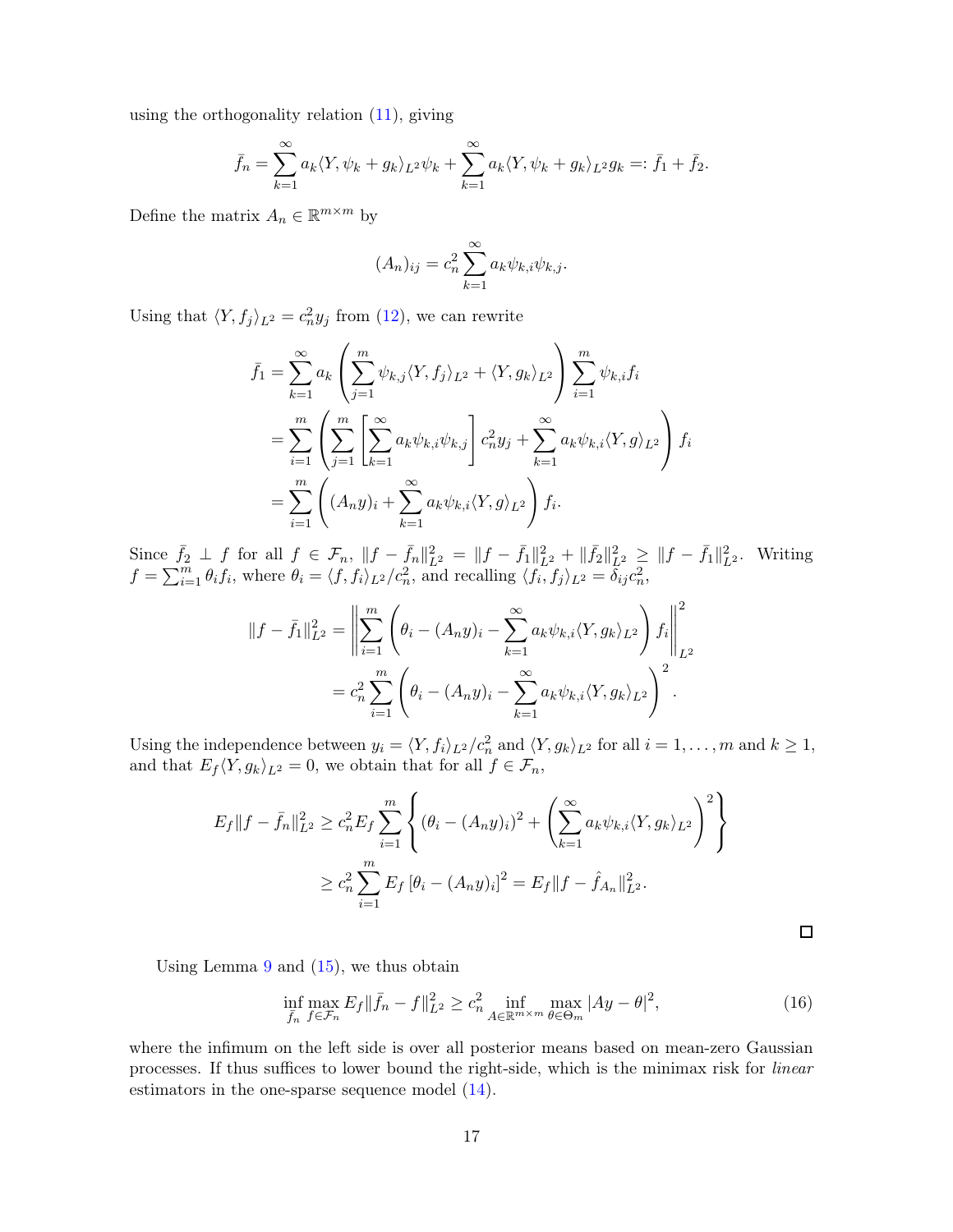using the orthogonality relation (11), giving

$$\bar{f}_n = \sum_{k=1}^{\infty} a_k \langle Y, \psi_k + g_k \rangle_{L^2} \psi_k + \sum_{k=1}^{\infty} a_k \langle Y, \psi_k + g_k \rangle_{L^2} g_k =: \bar{f}_1 + \bar{f}_2.$$

Define the matrix $A_n \in \mathbb{R}^{m \times m}$ by

$$(A_n)_{ij} = c_n^2 \sum_{k=1}^{\infty} a_k \psi_{k,i} \psi_{k,j}.$$

Using that $\langle Y, f_j \rangle_{L^2} = c_n^2 y_j$ from (12), we can rewrite

$$\begin{aligned}
\bar{f}_1 &= \sum_{k=1}^{\infty} a_k \left( \sum_{j=1}^{m} \psi_{k,j} \langle Y, f_j \rangle_{L^2} + \langle Y, g_k \rangle_{L^2} \right) \sum_{i=1}^{m} \psi_{k,i} f_i \\
&= \sum_{i=1}^{m} \left( \sum_{j=1}^{m} \left[ \sum_{k=1}^{\infty} a_k \psi_{k,i} \psi_{k,j} \right] c_n^2 y_j + \sum_{k=1}^{\infty} a_k \psi_{k,i} \langle Y, g \rangle_{L^2} \right) f_i \\
&= \sum_{i=1}^{m} \left( (A_n y)_i + \sum_{k=1}^{\infty} a_k \psi_{k,i} \langle Y, g \rangle_{L^2} \right) f_i.
\end{aligned}$$

Since $\bar{f}_2 \perp f$ for all $f \in \mathcal{F}_n$, $\|f - \bar{f}_n\|_{L^2}^2 = \|f - \bar{f}_1\|_{L^2}^2 + \|\bar{f}_2\|_{L^2}^2 \geq \|f - \bar{f}_1\|_{L^2}^2$. Writing $f = \sum_{i=1}^{m} \theta_i f_i$, where $\theta_i = \langle f, f_i \rangle_{L^2} / c_n^2$, and recalling $\langle f_i, f_j \rangle_{L^2} = \delta_{ij} c_n^2$,

$$\begin{aligned}
\|f - \bar{f}_1\|_{L^2}^2 &= \left\| \sum_{i=1}^{m} \left( \theta_i - (A_n y)_i - \sum_{k=1}^{\infty} a_k \psi_{k,i} \langle Y, g_k \rangle_{L^2} \right) f_i \right\|_{L^2}^2 \\
&= c_n^2 \sum_{i=1}^{m} \left( \theta_i - (A_n y)_i - \sum_{k=1}^{\infty} a_k \psi_{k,i} \langle Y, g_k \rangle_{L^2} \right)^2.
\end{aligned}$$

Using the independence between $y_i = \langle Y, f_i \rangle_{L^2} / c_n^2$ and $\langle Y, g_k \rangle_{L^2}$ for all $i = 1, \ldots, m$ and $k \geq 1$, and that $E_f \langle Y, g_k \rangle_{L^2} = 0$, we obtain that for all $f \in \mathcal{F}_n$,

$$\begin{aligned}
E_f \|f - \bar{f}_n\|_{L^2}^2 &\geq c_n^2 E_f \sum_{i=1}^{m} \left\{ (\theta_i - (A_n y)_i)^2 + \left( \sum_{k=1}^{\infty} a_k \psi_{k,i} \langle Y, g_k \rangle_{L^2} \right)^2 \right\} \\
&\geq c_n^2 \sum_{i=1}^{m} E_f \left[ \theta_i - (A_n y)_i \right]^2 = E_f \|f - \hat{f}_{A_n}\|_{L^2}^2.
\end{aligned}$$

□

Using Lemma 9 and (15), we thus obtain

$$\inf_{\bar{f}_n} \max_{f \in \mathcal{F}_n} E_f \|\bar{f}_n - f\|_{L^2}^2 \geq c_n^2 \inf_{A \in \mathbb{R}^{m \times m}} \max_{\theta \in \Theta_m} |Ay - \theta|^2, \tag{16}$$

where the infimum on the left side is over all posterior means based on mean-zero Gaussian processes. If thus suffices to lower bound the right-side, which is the minimax risk for *linear* estimators in the one-sparse sequence model (14).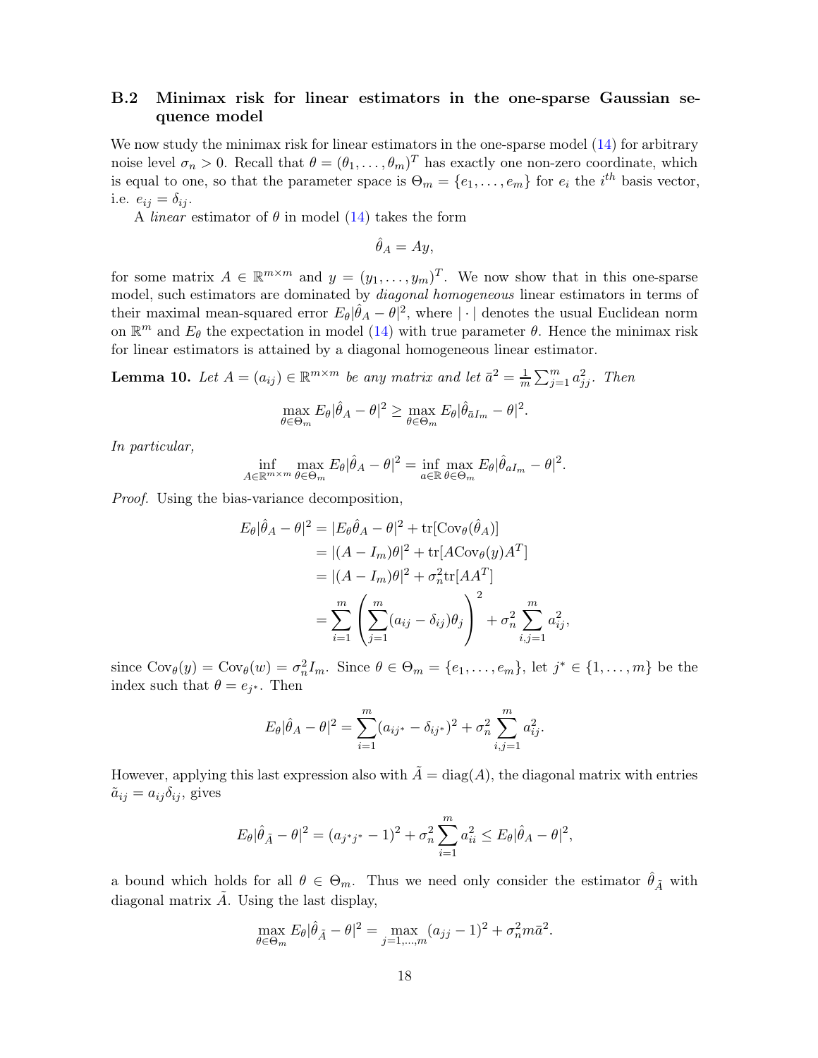### B.2 Minimax risk for linear estimators in the one-sparse Gaussian sequence model

We now study the minimax risk for linear estimators in the one-sparse model (14) for arbitrary noise level $\sigma_n > 0$. Recall that $\theta = (\theta_1, \dots, \theta_m)^T$ has exactly one non-zero coordinate, which is equal to one, so that the parameter space is $\Theta_m = \{e_1, \dots, e_m\}$ for $e_i$ the $i^{th}$ basis vector, i.e. $e_{ij} = \delta_{ij}$.

A *linear* estimator of $\theta$ in model (14) takes the form

$$\hat{\theta}_A = Ay,$$

for some matrix $A \in \mathbb{R}^{m \times m}$ and $y = (y_1, \dots, y_m)^T$. We now show that in this one-sparse model, such estimators are dominated by *diagonal homogeneous* linear estimators in terms of their maximal mean-squared error $E_\theta|\hat{\theta}_A - \theta|^2$, where $|\cdot|$ denotes the usual Euclidean norm on $\mathbb{R}^m$ and $E_\theta$ the expectation in model (14) with true parameter $\theta$. Hence the minimax risk for linear estimators is attained by a diagonal homogeneous linear estimator.

**Lemma 10.** *Let $A = (a_{ij}) \in \mathbb{R}^{m \times m}$ be any matrix and let $\bar{a}^2 = \frac{1}{m}\sum_{j=1}^m a_{jj}^2$. Then*

$$\max_{\theta \in \Theta_m} E_\theta |\hat{\theta}_A - \theta|^2 \geq \max_{\theta \in \Theta_m} E_\theta |\hat{\theta}_{\bar{a}I_m} - \theta|^2.$$

*In particular,*

$$\inf_{A \in \mathbb{R}^{m\times m}} \max_{\theta \in \Theta_m} E_\theta |\hat{\theta}_A - \theta|^2 = \inf_{a \in \mathbb{R}} \max_{\theta \in \Theta_m} E_\theta |\hat{\theta}_{aI_m} - \theta|^2.$$

*Proof.* Using the bias-variance decomposition,

$$\begin{aligned}
E_\theta|\hat{\theta}_A - \theta|^2 &= |E_\theta \hat{\theta}_A - \theta|^2 + \mathrm{tr}[\mathrm{Cov}_\theta(\hat{\theta}_A)] \\
&= |(A - I_m)\theta|^2 + \mathrm{tr}[A\mathrm{Cov}_\theta(y)A^T] \\
&= |(A - I_m)\theta|^2 + \sigma_n^2 \mathrm{tr}[AA^T] \\
&= \sum_{i=1}^m \left( \sum_{j=1}^m (a_{ij} - \delta_{ij})\theta_j \right)^2 + \sigma_n^2 \sum_{i,j=1}^m a_{ij}^2,
\end{aligned}$$

since $\mathrm{Cov}_\theta(y) = \mathrm{Cov}_\theta(w) = \sigma_n^2 I_m$. Since $\theta \in \Theta_m = \{e_1, \dots, e_m\}$, let $j^* \in \{1, \dots, m\}$ be the index such that $\theta = e_{j^*}$. Then

$$E_\theta|\hat{\theta}_A - \theta|^2 = \sum_{i=1}^m (a_{ij^*} - \delta_{ij^*})^2 + \sigma_n^2 \sum_{i,j=1}^m a_{ij}^2.$$

However, applying this last expression also with $\tilde{A} = \mathrm{diag}(A)$, the diagonal matrix with entries $\tilde{a}_{ij} = a_{ij}\delta_{ij}$, gives

$$E_\theta|\hat{\theta}_{\tilde{A}} - \theta|^2 = (a_{j^*j^*} - 1)^2 + \sigma_n^2 \sum_{i=1}^m a_{ii}^2 \leq E_\theta|\hat{\theta}_A - \theta|^2,$$

a bound which holds for all $\theta \in \Theta_m$. Thus we need only consider the estimator $\hat{\theta}_{\tilde{A}}$ with diagonal matrix $\tilde{A}$. Using the last display,

$$\max_{\theta \in \Theta_m} E_\theta|\hat{\theta}_{\tilde{A}} - \theta|^2 = \max_{j=1,\dots,m} (a_{jj} - 1)^2 + \sigma_n^2 m \bar{a}^2.$$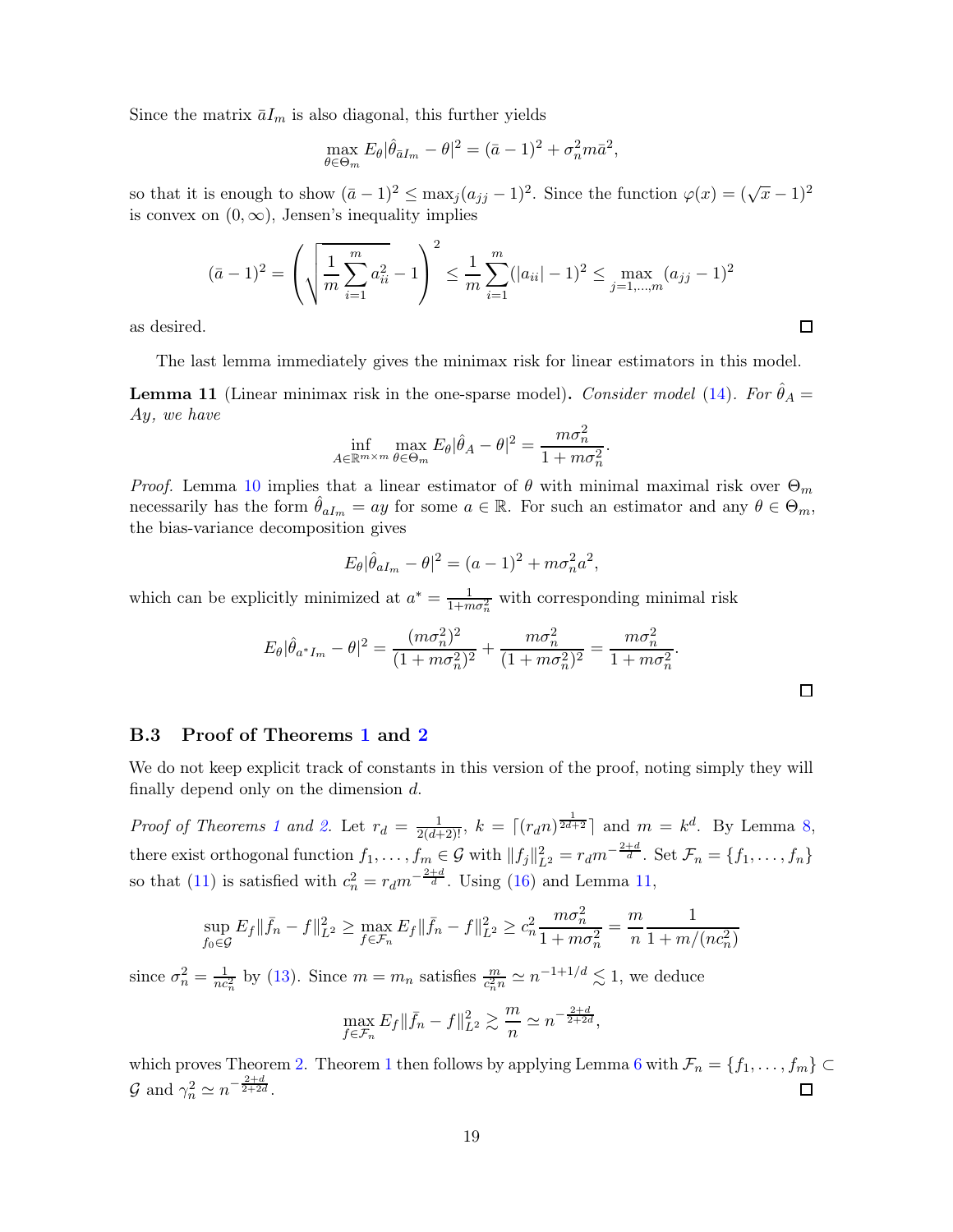Since the matrix $\bar{a}I_m$ is also diagonal, this further yields

$$\max_{\theta \in \Theta_m} E_\theta |\hat{\theta}_{\bar{a}I_m} - \theta|^2 = (\bar{a} - 1)^2 + \sigma_n^2 m \bar{a}^2,$$

so that it is enough to show $(\bar{a} - 1)^2 \leq \max_j (a_{jj} - 1)^2$. Since the function $\varphi(x) = (\sqrt{x} - 1)^2$ is convex on $(0, \infty)$, Jensen's inequality implies

$$(\bar{a} - 1)^2 = \left( \sqrt{\frac{1}{m} \sum_{i=1}^m a_{ii}^2} - 1 \right)^2 \leq \frac{1}{m} \sum_{i=1}^m (|a_{ii}| - 1)^2 \leq \max_{j=1,\ldots,m} (a_{jj} - 1)^2$$

as desired. ☐

The last lemma immediately gives the minimax risk for linear estimators in this model.

**Lemma 11** (Linear minimax risk in the one-sparse model)**.** *Consider model (14). For $\hat{\theta}_A = Ay$, we have*

$$\inf_{A \in \mathbb{R}^{m \times m}} \max_{\theta \in \Theta_m} E_\theta |\hat{\theta}_A - \theta|^2 = \frac{m\sigma_n^2}{1 + m\sigma_n^2}.$$

*Proof.* Lemma 10 implies that a linear estimator of $\theta$ with minimal maximal risk over $\Theta_m$ necessarily has the form $\hat{\theta}_{aI_m} = ay$ for some $a \in \mathbb{R}$. For such an estimator and any $\theta \in \Theta_m$, the bias-variance decomposition gives

$$E_\theta |\hat{\theta}_{aI_m} - \theta|^2 = (a - 1)^2 + m\sigma_n^2 a^2,$$

which can be explicitly minimized at $a^* = \frac{1}{1 + m\sigma_n^2}$ with corresponding minimal risk

$$E_\theta |\hat{\theta}_{a^* I_m} - \theta|^2 = \frac{(m\sigma_n^2)^2}{(1 + m\sigma_n^2)^2} + \frac{m\sigma_n^2}{(1 + m\sigma_n^2)^2} = \frac{m\sigma_n^2}{1 + m\sigma_n^2}.$$

☐

### B.3 Proof of Theorems 1 and 2

We do not keep explicit track of constants in this version of the proof, noting simply they will finally depend only on the dimension $d$.

*Proof of Theorems 1 and 2.* Let $r_d = \frac{1}{2(d+2)!}$, $k = \lceil (r_d n)^{\frac{1}{2d+2}} \rceil$ and $m = k^d$. By Lemma 8, there exist orthogonal function $f_1, \ldots, f_m \in \mathcal{G}$ with $\|f_j\|_{L^2}^2 = r_d m^{-\frac{2+d}{d}}$. Set $\mathcal{F}_n = \{f_1, \ldots, f_n\}$ so that (11) is satisfied with $c_n^2 = r_d m^{-\frac{2+d}{d}}$. Using (16) and Lemma 11,

$$\sup_{f_0 \in \mathcal{G}} E_f \|\bar{f}_n - f\|_{L^2}^2 \geq \max_{f \in \mathcal{F}_n} E_f \|\bar{f}_n - f\|_{L^2}^2 \geq c_n^2 \frac{m\sigma_n^2}{1 + m\sigma_n^2} = \frac{m}{n} \frac{1}{1 + m/(nc_n^2)}$$

since $\sigma_n^2 = \frac{1}{nc_n^2}$ by (13). Since $m = m_n$ satisfies $\frac{m}{c_n^2 n} \simeq n^{-1+1/d} \lesssim 1$, we deduce

$$\max_{f \in \mathcal{F}_n} E_f \|\bar{f}_n - f\|_{L^2}^2 \gtrsim \frac{m}{n} \simeq n^{-\frac{2+d}{2+2d}},$$

which proves Theorem 2. Theorem 1 then follows by applying Lemma 6 with $\mathcal{F}_n = \{f_1, \ldots, f_m\} \subset \mathcal{G}$ and $\gamma_n^2 \simeq n^{-\frac{2+d}{2+2d}}$. ☐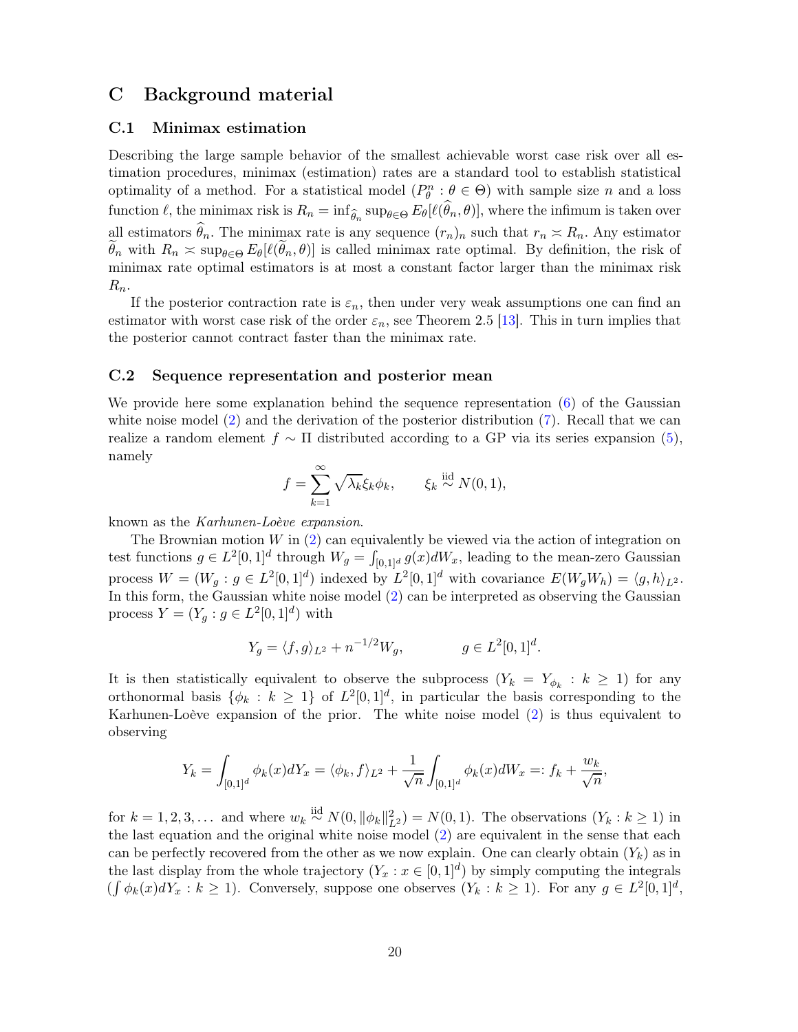# C Background material

## C.1 Minimax estimation

Describing the large sample behavior of the smallest achievable worst case risk over all estimation procedures, minimax (estimation) rates are a standard tool to establish statistical optimality of a method. For a statistical model $(P_\theta^n : \theta \in \Theta)$ with sample size $n$ and a loss function $\ell$, the minimax risk is $R_n = \inf_{\widehat{\theta}_n} \sup_{\theta \in \Theta} E_\theta[\ell(\widehat{\theta}_n, \theta)]$, where the infimum is taken over all estimators $\widehat{\theta}_n$. The minimax rate is any sequence $(r_n)_n$ such that $r_n \asymp R_n$. Any estimator $\widetilde{\theta}_n$ with $R_n \asymp \sup_{\theta \in \Theta} E_\theta[\ell(\widetilde{\theta}_n, \theta)]$ is called minimax rate optimal. By definition, the risk of minimax rate optimal estimators is at most a constant factor larger than the minimax risk $R_n$.

If the posterior contraction rate is $\varepsilon_n$, then under very weak assumptions one can find an estimator with worst case risk of the order $\varepsilon_n$, see Theorem 2.5 [13]. This in turn implies that the posterior cannot contract faster than the minimax rate.

## C.2 Sequence representation and posterior mean

We provide here some explanation behind the sequence representation (6) of the Gaussian white noise model (2) and the derivation of the posterior distribution (7). Recall that we can realize a random element $f \sim \Pi$ distributed according to a GP via its series expansion (5), namely

$$f = \sum_{k=1}^{\infty} \sqrt{\lambda_k} \xi_k \phi_k, \qquad \xi_k \overset{\text{iid}}{\sim} N(0,1),$$

known as the *Karhunen-Loève expansion*.

The Brownian motion $W$ in (2) can equivalently be viewed via the action of integration on test functions $g \in L^2[0,1]^d$ through $W_g = \int_{[0,1]^d} g(x) dW_x$, leading to the mean-zero Gaussian process $W = (W_g : g \in L^2[0,1]^d)$ indexed by $L^2[0,1]^d$ with covariance $E(W_g W_h) = \langle g, h \rangle_{L^2}$. In this form, the Gaussian white noise model (2) can be interpreted as observing the Gaussian process $Y = (Y_g : g \in L^2[0,1]^d)$ with

$$Y_g = \langle f, g \rangle_{L^2} + n^{-1/2} W_g, \qquad\qquad g \in L^2[0,1]^d.$$

It is then statistically equivalent to observe the subprocess $(Y_k = Y_{\phi_k} : k \geq 1)$ for any orthonormal basis $\{\phi_k : k \geq 1\}$ of $L^2[0,1]^d$, in particular the basis corresponding to the Karhunen-Loève expansion of the prior. The white noise model (2) is thus equivalent to observing

$$Y_k = \int_{[0,1]^d} \phi_k(x) dY_x = \langle \phi_k, f \rangle_{L^2} + \frac{1}{\sqrt{n}} \int_{[0,1]^d} \phi_k(x) dW_x =: f_k + \frac{w_k}{\sqrt{n}},$$

for $k = 1, 2, 3, \ldots$ and where $w_k \overset{\text{iid}}{\sim} N(0, \|\phi_k\|_{L^2}^2) = N(0,1)$. The observations $(Y_k : k \geq 1)$ in the last equation and the original white noise model (2) are equivalent in the sense that each can be perfectly recovered from the other as we now explain. One can clearly obtain $(Y_k)$ as in the last display from the whole trajectory $(Y_x : x \in [0,1]^d)$ by simply computing the integrals $(\int \phi_k(x) dY_x : k \geq 1)$. Conversely, suppose one observes $(Y_k : k \geq 1)$. For any $g \in L^2[0,1]^d$,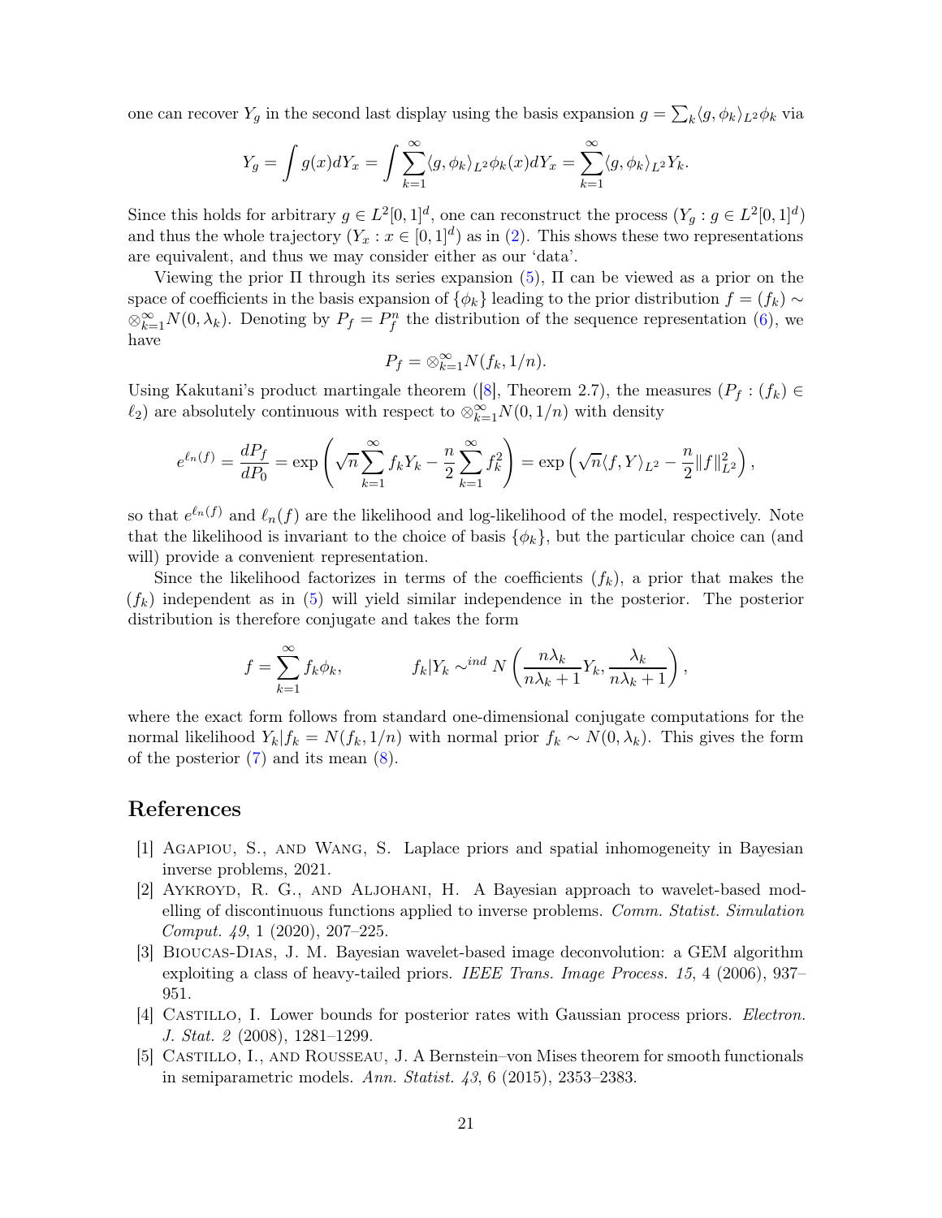one can recover $Y_g$ in the second last display using the basis expansion $g = \sum_k \langle g, \phi_k \rangle_{L^2} \phi_k$ via

$$Y_g = \int g(x) dY_x = \int \sum_{k=1}^{\infty} \langle g, \phi_k \rangle_{L^2} \phi_k(x) dY_x = \sum_{k=1}^{\infty} \langle g, \phi_k \rangle_{L^2} Y_k.$$

Since this holds for arbitrary $g \in L^2[0,1]^d$, one can reconstruct the process $(Y_g : g \in L^2[0,1]^d)$ and thus the whole trajectory $(Y_x : x \in [0,1]^d)$ as in (2). This shows these two representations are equivalent, and thus we may consider either as our 'data'.

Viewing the prior $\Pi$ through its series expansion (5), $\Pi$ can be viewed as a prior on the space of coefficients in the basis expansion of $\{\phi_k\}$ leading to the prior distribution $f = (f_k) \sim \otimes_{k=1}^{\infty} N(0, \lambda_k)$. Denoting by $P_f = P_f^n$ the distribution of the sequence representation (6), we have

$$P_f = \otimes_{k=1}^{\infty} N(f_k, 1/n).$$

Using Kakutani's product martingale theorem ([8], Theorem 2.7), the measures $(P_f : (f_k) \in \ell_2)$ are absolutely continuous with respect to $\otimes_{k=1}^{\infty} N(0, 1/n)$ with density

$$e^{\ell_n(f)} = \frac{dP_f}{dP_0} = \exp\left( \sqrt{n} \sum_{k=1}^{\infty} f_k Y_k - \frac{n}{2} \sum_{k=1}^{\infty} f_k^2 \right) = \exp\left( \sqrt{n} \langle f, Y \rangle_{L^2} - \frac{n}{2} \|f\|_{L^2}^2 \right),$$

so that $e^{\ell_n(f)}$ and $\ell_n(f)$ are the likelihood and log-likelihood of the model, respectively. Note that the likelihood is invariant to the choice of basis $\{\phi_k\}$, but the particular choice can (and will) provide a convenient representation.

Since the likelihood factorizes in terms of the coefficients $(f_k)$, a prior that makes the $(f_k)$ independent as in (5) will yield similar independence in the posterior. The posterior distribution is therefore conjugate and takes the form

$$f = \sum_{k=1}^{\infty} f_k \phi_k, \qquad\qquad f_k | Y_k \sim^{ind} N\left( \frac{n\lambda_k}{n\lambda_k + 1} Y_k, \frac{\lambda_k}{n\lambda_k + 1} \right),$$

where the exact form follows from standard one-dimensional conjugate computations for the normal likelihood $Y_k | f_k = N(f_k, 1/n)$ with normal prior $f_k \sim N(0, \lambda_k)$. This gives the form of the posterior (7) and its mean (8).

# References

[1] Agapiou, S., and Wang, S. Laplace priors and spatial inhomogeneity in Bayesian inverse problems, 2021.

[2] Aykroyd, R. G., and Aljohani, H. A Bayesian approach to wavelet-based modelling of discontinuous functions applied to inverse problems. *Comm. Statist. Simulation Comput. 49*, 1 (2020), 207–225.

[3] Bioucas-Dias, J. M. Bayesian wavelet-based image deconvolution: a GEM algorithm exploiting a class of heavy-tailed priors. *IEEE Trans. Image Process. 15*, 4 (2006), 937–951.

[4] Castillo, I. Lower bounds for posterior rates with Gaussian process priors. *Electron. J. Stat. 2* (2008), 1281–1299.

[5] Castillo, I., and Rousseau, J. A Bernstein–von Mises theorem for smooth functionals in semiparametric models. *Ann. Statist. 43*, 6 (2015), 2353–2383.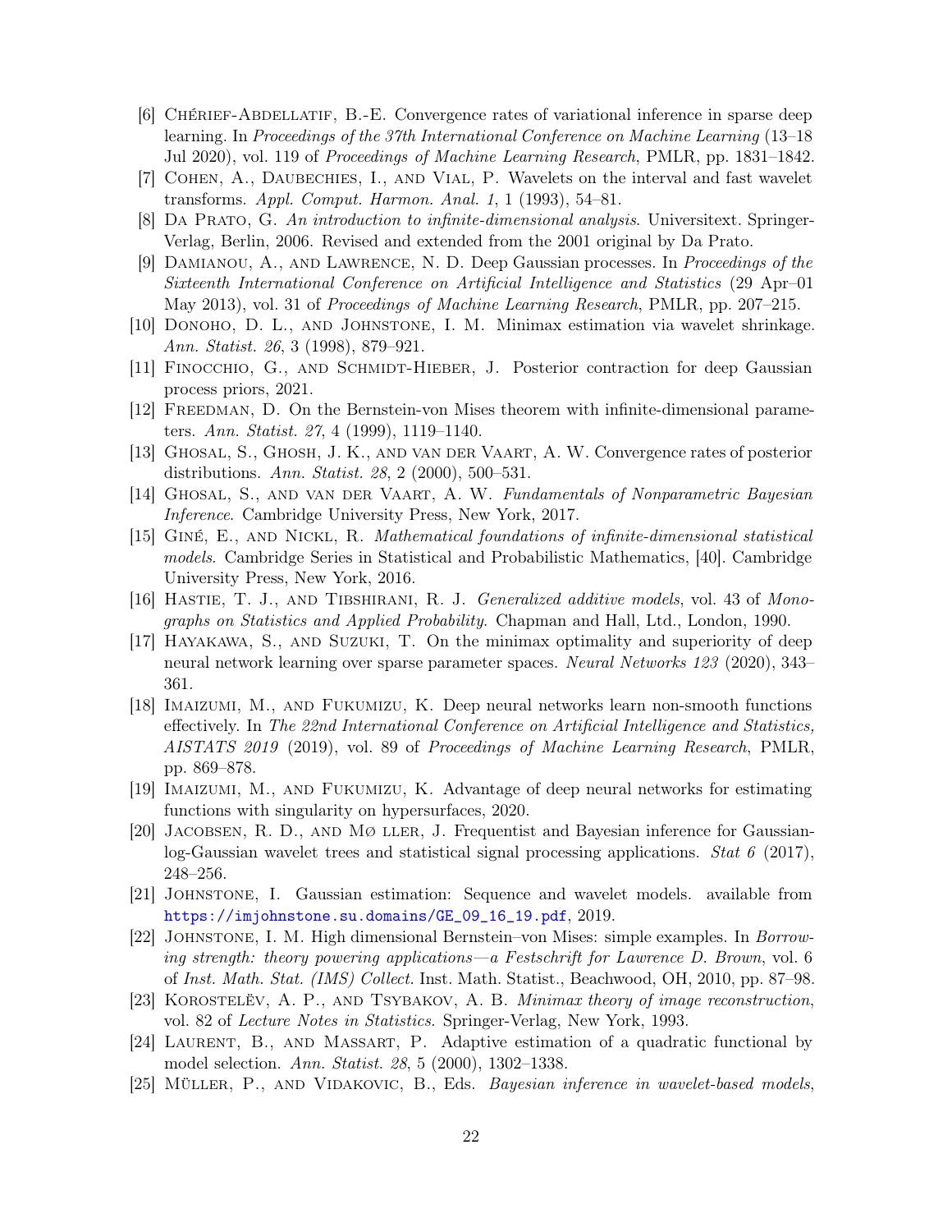[6] Chérief-Abdellatif, B.-E. Convergence rates of variational inference in sparse deep learning. In *Proceedings of the 37th International Conference on Machine Learning* (13–18 Jul 2020), vol. 119 of *Proceedings of Machine Learning Research*, PMLR, pp. 1831–1842.

[7] Cohen, A., Daubechies, I., and Vial, P. Wavelets on the interval and fast wavelet transforms. *Appl. Comput. Harmon. Anal. 1*, 1 (1993), 54–81.

[8] Da Prato, G. *An introduction to infinite-dimensional analysis*. Universitext. Springer-Verlag, Berlin, 2006. Revised and extended from the 2001 original by Da Prato.

[9] Damianou, A., and Lawrence, N. D. Deep Gaussian processes. In *Proceedings of the Sixteenth International Conference on Artificial Intelligence and Statistics* (29 Apr–01 May 2013), vol. 31 of *Proceedings of Machine Learning Research*, PMLR, pp. 207–215.

[10] Donoho, D. L., and Johnstone, I. M. Minimax estimation via wavelet shrinkage. *Ann. Statist. 26*, 3 (1998), 879–921.

[11] Finocchio, G., and Schmidt-Hieber, J. Posterior contraction for deep Gaussian process priors, 2021.

[12] Freedman, D. On the Bernstein-von Mises theorem with infinite-dimensional parameters. *Ann. Statist. 27*, 4 (1999), 1119–1140.

[13] Ghosal, S., Ghosh, J. K., and van der Vaart, A. W. Convergence rates of posterior distributions. *Ann. Statist. 28*, 2 (2000), 500–531.

[14] Ghosal, S., and van der Vaart, A. W. *Fundamentals of Nonparametric Bayesian Inference*. Cambridge University Press, New York, 2017.

[15] Giné, E., and Nickl, R. *Mathematical foundations of infinite-dimensional statistical models*. Cambridge Series in Statistical and Probabilistic Mathematics, [40]. Cambridge University Press, New York, 2016.

[16] Hastie, T. J., and Tibshirani, R. J. *Generalized additive models*, vol. 43 of *Monographs on Statistics and Applied Probability*. Chapman and Hall, Ltd., London, 1990.

[17] Hayakawa, S., and Suzuki, T. On the minimax optimality and superiority of deep neural network learning over sparse parameter spaces. *Neural Networks 123* (2020), 343–361.

[18] Imaizumi, M., and Fukumizu, K. Deep neural networks learn non-smooth functions effectively. In *The 22nd International Conference on Artificial Intelligence and Statistics, AISTATS 2019* (2019), vol. 89 of *Proceedings of Machine Learning Research*, PMLR, pp. 869–878.

[19] Imaizumi, M., and Fukumizu, K. Advantage of deep neural networks for estimating functions with singularity on hypersurfaces, 2020.

[20] Jacobsen, R. D., and Mø ller, J. Frequentist and Bayesian inference for Gaussian-log-Gaussian wavelet trees and statistical signal processing applications. *Stat 6* (2017), 248–256.

[21] Johnstone, I. Gaussian estimation: Sequence and wavelet models. available from https://imjohnstone.su.domains/GE_09_16_19.pdf, 2019.

[22] Johnstone, I. M. High dimensional Bernstein–von Mises: simple examples. In *Borrowing strength: theory powering applications—a Festschrift for Lawrence D. Brown*, vol. 6 of *Inst. Math. Stat. (IMS) Collect.* Inst. Math. Statist., Beachwood, OH, 2010, pp. 87–98.

[23] Korostelëv, A. P., and Tsybakov, A. B. *Minimax theory of image reconstruction*, vol. 82 of *Lecture Notes in Statistics*. Springer-Verlag, New York, 1993.

[24] Laurent, B., and Massart, P. Adaptive estimation of a quadratic functional by model selection. *Ann. Statist. 28*, 5 (2000), 1302–1338.

[25] Müller, P., and Vidakovic, B., Eds. *Bayesian inference in wavelet-based models*,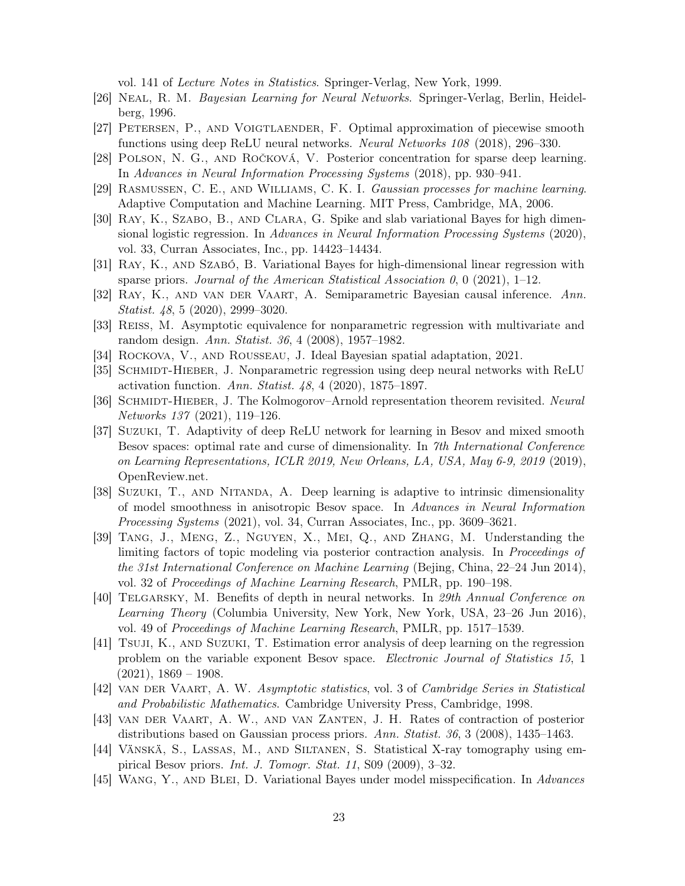vol. 141 of *Lecture Notes in Statistics*. Springer-Verlag, New York, 1999.

[26] Neal, R. M. *Bayesian Learning for Neural Networks*. Springer-Verlag, Berlin, Heidelberg, 1996.

[27] Petersen, P., and Voigtlaender, F. Optimal approximation of piecewise smooth functions using deep ReLU neural networks. *Neural Networks 108* (2018), 296–330.

[28] Polson, N. G., and Ročková, V. Posterior concentration for sparse deep learning. In *Advances in Neural Information Processing Systems* (2018), pp. 930–941.

[29] Rasmussen, C. E., and Williams, C. K. I. *Gaussian processes for machine learning*. Adaptive Computation and Machine Learning. MIT Press, Cambridge, MA, 2006.

[30] Ray, K., Szabo, B., and Clara, G. Spike and slab variational Bayes for high dimensional logistic regression. In *Advances in Neural Information Processing Systems* (2020), vol. 33, Curran Associates, Inc., pp. 14423–14434.

[31] Ray, K., and Szabó, B. Variational Bayes for high-dimensional linear regression with sparse priors. *Journal of the American Statistical Association 0*, 0 (2021), 1–12.

[32] Ray, K., and van der Vaart, A. Semiparametric Bayesian causal inference. *Ann. Statist. 48*, 5 (2020), 2999–3020.

[33] Reiss, M. Asymptotic equivalence for nonparametric regression with multivariate and random design. *Ann. Statist. 36*, 4 (2008), 1957–1982.

[34] Rockova, V., and Rousseau, J. Ideal Bayesian spatial adaptation, 2021.

[35] Schmidt-Hieber, J. Nonparametric regression using deep neural networks with ReLU activation function. *Ann. Statist. 48*, 4 (2020), 1875–1897.

[36] Schmidt-Hieber, J. The Kolmogorov–Arnold representation theorem revisited. *Neural Networks 137* (2021), 119–126.

[37] Suzuki, T. Adaptivity of deep ReLU network for learning in Besov and mixed smooth Besov spaces: optimal rate and curse of dimensionality. In *7th International Conference on Learning Representations, ICLR 2019, New Orleans, LA, USA, May 6-9, 2019* (2019), OpenReview.net.

[38] Suzuki, T., and Nitanda, A. Deep learning is adaptive to intrinsic dimensionality of model smoothness in anisotropic Besov space. In *Advances in Neural Information Processing Systems* (2021), vol. 34, Curran Associates, Inc., pp. 3609–3621.

[39] Tang, J., Meng, Z., Nguyen, X., Mei, Q., and Zhang, M. Understanding the limiting factors of topic modeling via posterior contraction analysis. In *Proceedings of the 31st International Conference on Machine Learning* (Bejing, China, 22–24 Jun 2014), vol. 32 of *Proceedings of Machine Learning Research*, PMLR, pp. 190–198.

[40] Telgarsky, M. Benefits of depth in neural networks. In *29th Annual Conference on Learning Theory* (Columbia University, New York, New York, USA, 23–26 Jun 2016), vol. 49 of *Proceedings of Machine Learning Research*, PMLR, pp. 1517–1539.

[41] Tsuji, K., and Suzuki, T. Estimation error analysis of deep learning on the regression problem on the variable exponent Besov space. *Electronic Journal of Statistics 15*, 1 (2021), 1869 – 1908.

[42] van der Vaart, A. W. *Asymptotic statistics*, vol. 3 of *Cambridge Series in Statistical and Probabilistic Mathematics*. Cambridge University Press, Cambridge, 1998.

[43] van der Vaart, A. W., and van Zanten, J. H. Rates of contraction of posterior distributions based on Gaussian process priors. *Ann. Statist. 36*, 3 (2008), 1435–1463.

[44] Vänskä, S., Lassas, M., and Siltanen, S. Statistical X-ray tomography using empirical Besov priors. *Int. J. Tomogr. Stat. 11*, S09 (2009), 3–32.

[45] Wang, Y., and Blei, D. Variational Bayes under model misspecification. In *Advances*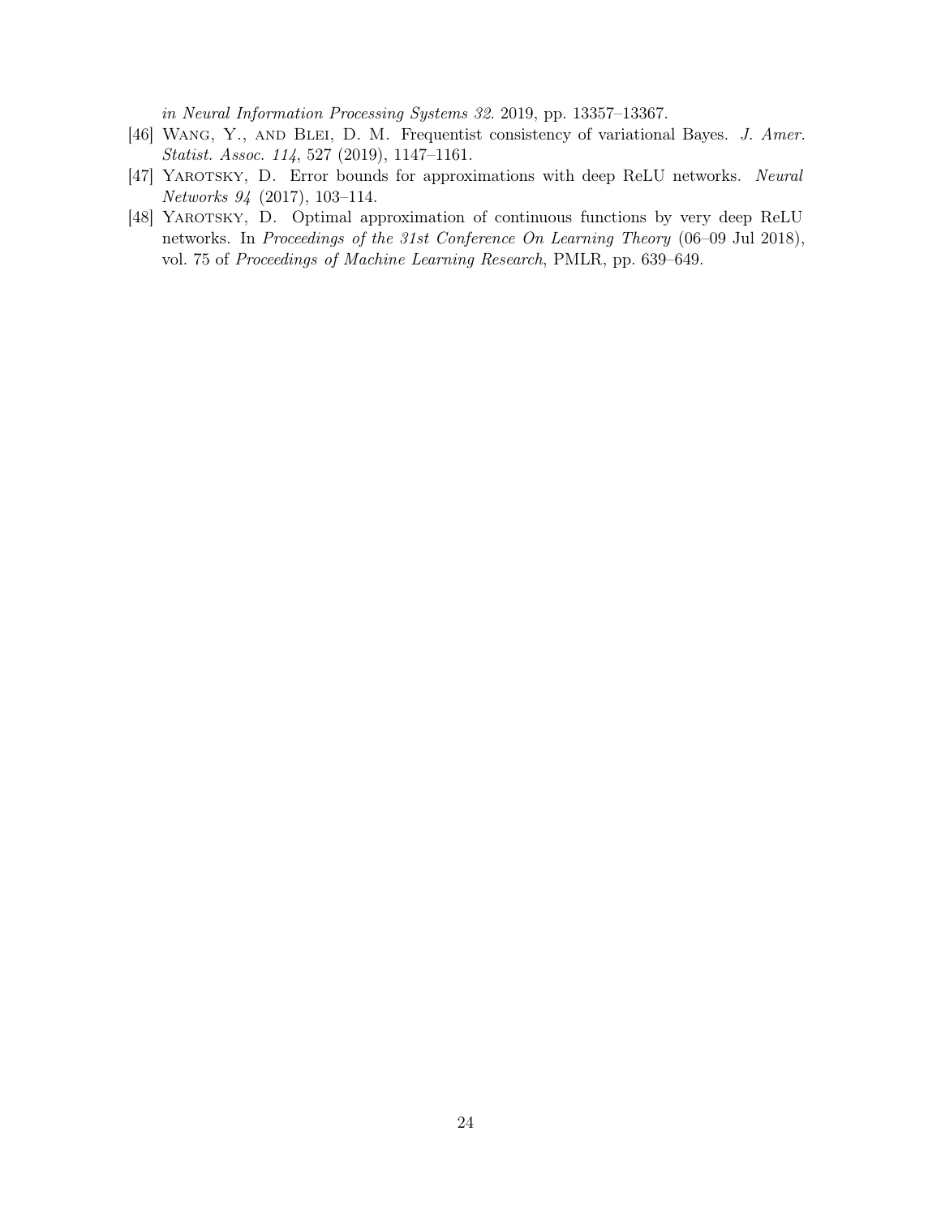*in Neural Information Processing Systems 32*. 2019, pp. 13357–13367.

[46] Wang, Y., and Blei, D. M. Frequentist consistency of variational Bayes. *J. Amer. Statist. Assoc. 114*, 527 (2019), 1147–1161.

[47] Yarotsky, D. Error bounds for approximations with deep ReLU networks. *Neural Networks 94* (2017), 103–114.

[48] Yarotsky, D. Optimal approximation of continuous functions by very deep ReLU networks. In *Proceedings of the 31st Conference On Learning Theory* (06–09 Jul 2018), vol. 75 of *Proceedings of Machine Learning Research*, PMLR, pp. 639–649.